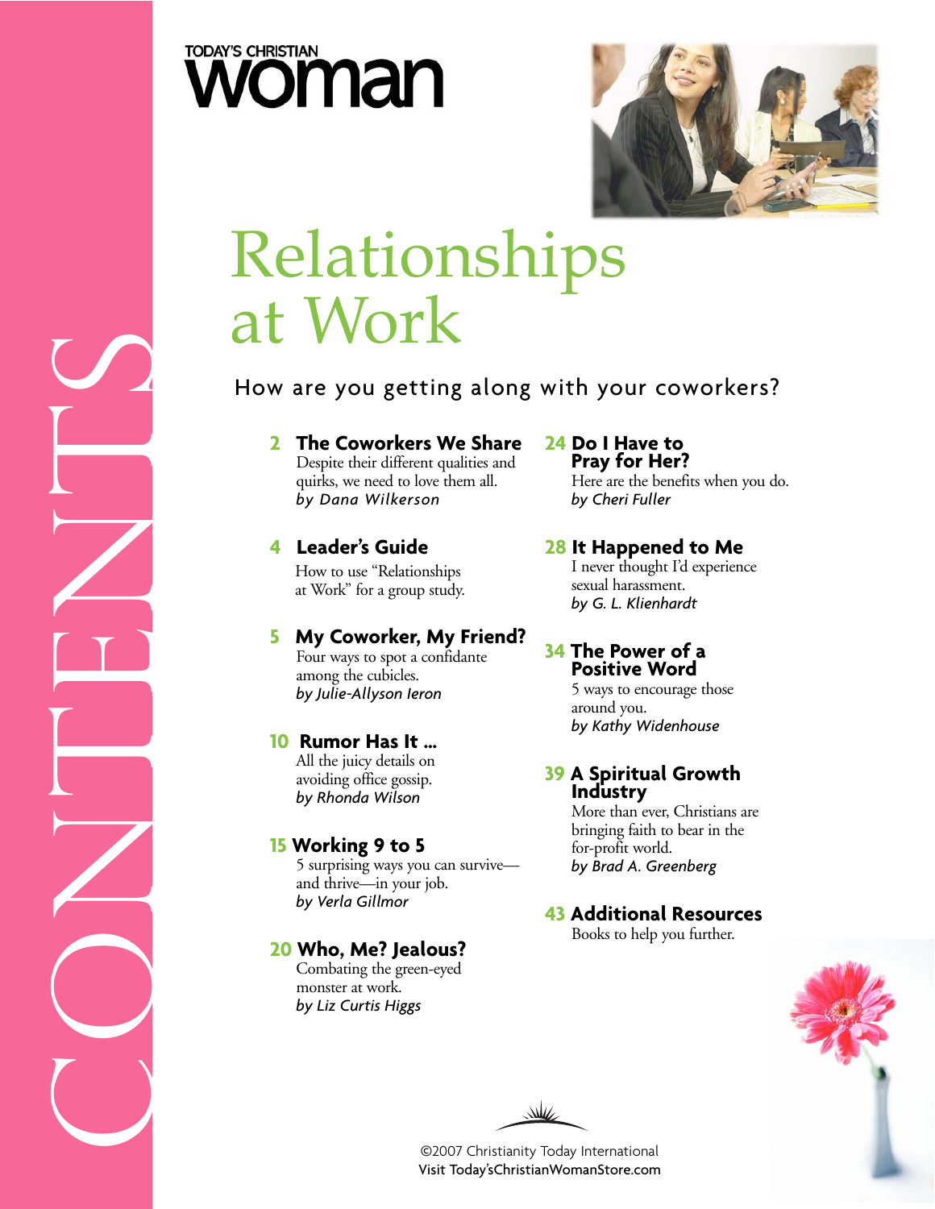TODAY'S CHRISTIAN

# woman

CONTENTS

# Relationships at Work

How are you getting along with your coworkers?

**2 The Coworkers We Share**
Despite their different qualities and quirks, we need to love them all.
*by Dana Wilkerson*

**4 Leader's Guide**
How to use "Relationships at Work" for a group study.

**5 My Coworker, My Friend?**
Four ways to spot a confidante among the cubicles.
*by Julie-Allyson Ieron*

**10 Rumor Has It …**
All the juicy details on avoiding office gossip.
*by Rhonda Wilson*

**15 Working 9 to 5**
5 surprising ways you can survive—and thrive—in your job.
*by Verla Gillmor*

**20 Who, Me? Jealous?**
Combating the green-eyed monster at work.
*by Liz Curtis Higgs*

**24 Do I Have to Pray for Her?**
Here are the benefits when you do.
*by Cheri Fuller*

**28 It Happened to Me**
I never thought I'd experience sexual harassment.
*by G. L. Klienhardt*

**34 The Power of a Positive Word**
5 ways to encourage those around you.
*by Kathy Widenhouse*

**39 A Spiritual Growth Industry**
More than ever, Christians are bringing faith to bear in the for-profit world.
*by Brad A. Greenberg*

**43 Additional Resources**
Books to help you further.

©2007 Christianity Today International
Visit Today'sChristianWomanStore.com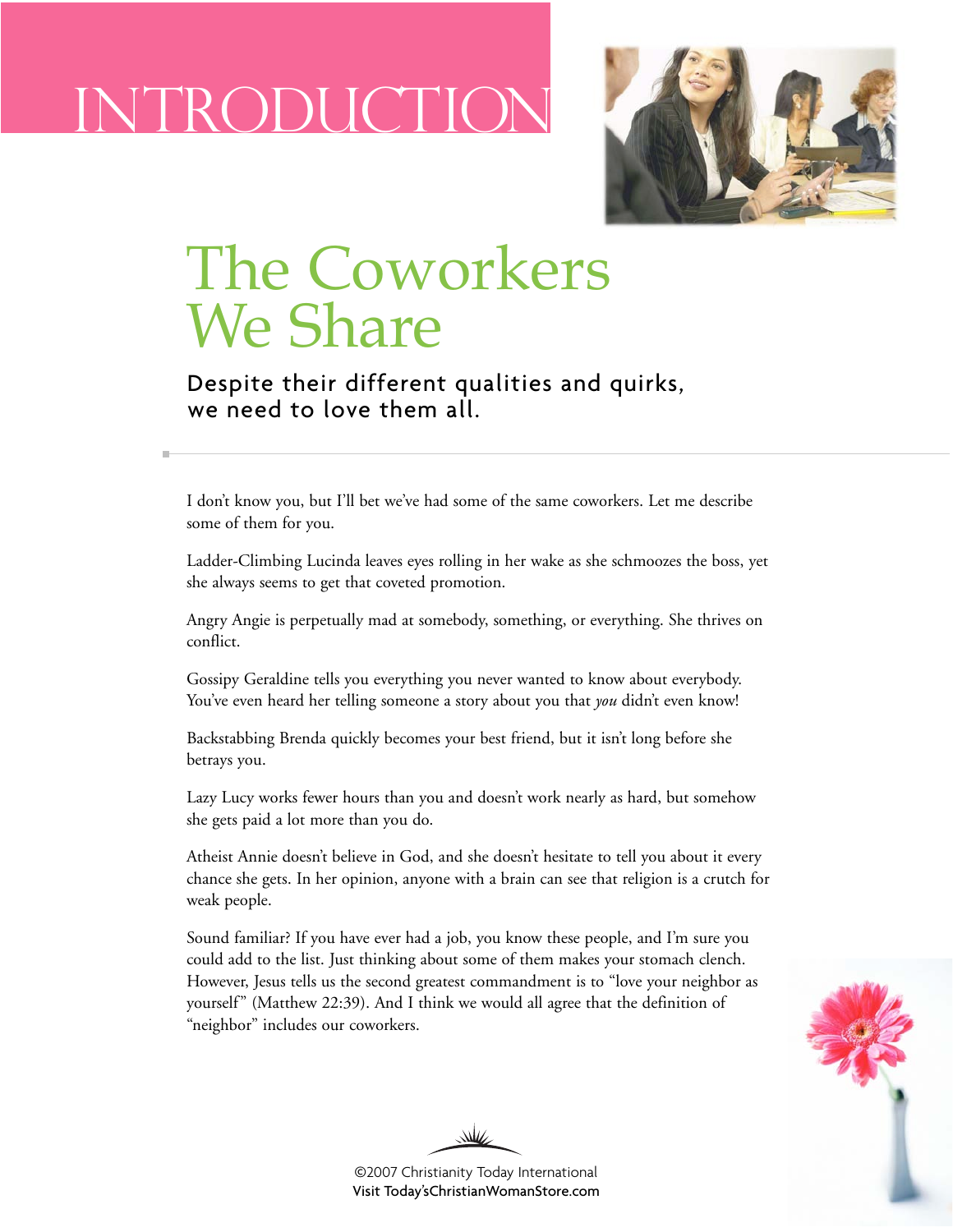# INTRODUCTION

## The Coworkers We Share

### Despite their different qualities and quirks, we need to love them all.

I don't know you, but I'll bet we've had some of the same coworkers. Let me describe some of them for you.

Ladder-Climbing Lucinda leaves eyes rolling in her wake as she schmoozes the boss, yet she always seems to get that coveted promotion.

Angry Angie is perpetually mad at somebody, something, or everything. She thrives on conflict.

Gossipy Geraldine tells you everything you never wanted to know about everybody. You've even heard her telling someone a story about you that *you* didn't even know!

Backstabbing Brenda quickly becomes your best friend, but it isn't long before she betrays you.

Lazy Lucy works fewer hours than you and doesn't work nearly as hard, but somehow she gets paid a lot more than you do.

Atheist Annie doesn't believe in God, and she doesn't hesitate to tell you about it every chance she gets. In her opinion, anyone with a brain can see that religion is a crutch for weak people.

Sound familiar? If you have ever had a job, you know these people, and I'm sure you could add to the list. Just thinking about some of them makes your stomach clench. However, Jesus tells us the second greatest commandment is to "love your neighbor as yourself" (Matthew 22:39). And I think we would all agree that the definition of "neighbor" includes our coworkers.

©2007 Christianity Today International
Visit Today'sChristianWomanStore.com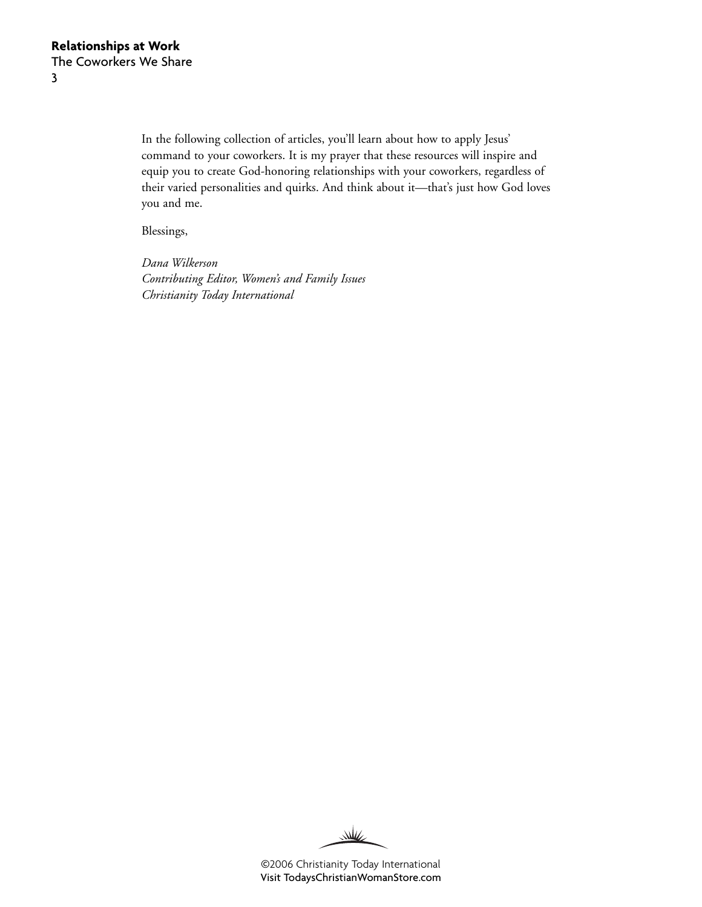In the following collection of articles, you'll learn about how to apply Jesus' command to your coworkers. It is my prayer that these resources will inspire and equip you to create God-honoring relationships with your coworkers, regardless of their varied personalities and quirks. And think about it—that's just how God loves you and me.

Blessings,

*Dana Wilkerson*
*Contributing Editor, Women's and Family Issues*
*Christianity Today International*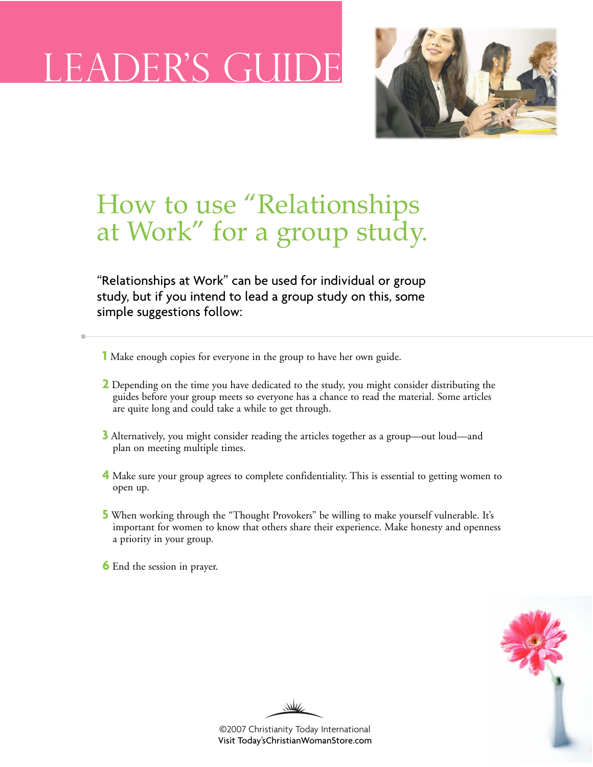# LEADER'S GUIDE

## How to use "Relationships at Work" for a group study.

"Relationships at Work" can be used for individual or group study, but if you intend to lead a group study on this, some simple suggestions follow:

1. Make enough copies for everyone in the group to have her own guide.
2. Depending on the time you have dedicated to the study, you might consider distributing the guides before your group meets so everyone has a chance to read the material. Some articles are quite long and could take a while to get through.
3. Alternatively, you might consider reading the articles together as a group—out loud—and plan on meeting multiple times.
4. Make sure your group agrees to complete confidentiality. This is essential to getting women to open up.
5. When working through the "Thought Provokers" be willing to make yourself vulnerable. It's important for women to know that others share their experience. Make honesty and openness a priority in your group.
6. End the session in prayer.

©2007 Christianity Today International
Visit Today'sChristianWomanStore.com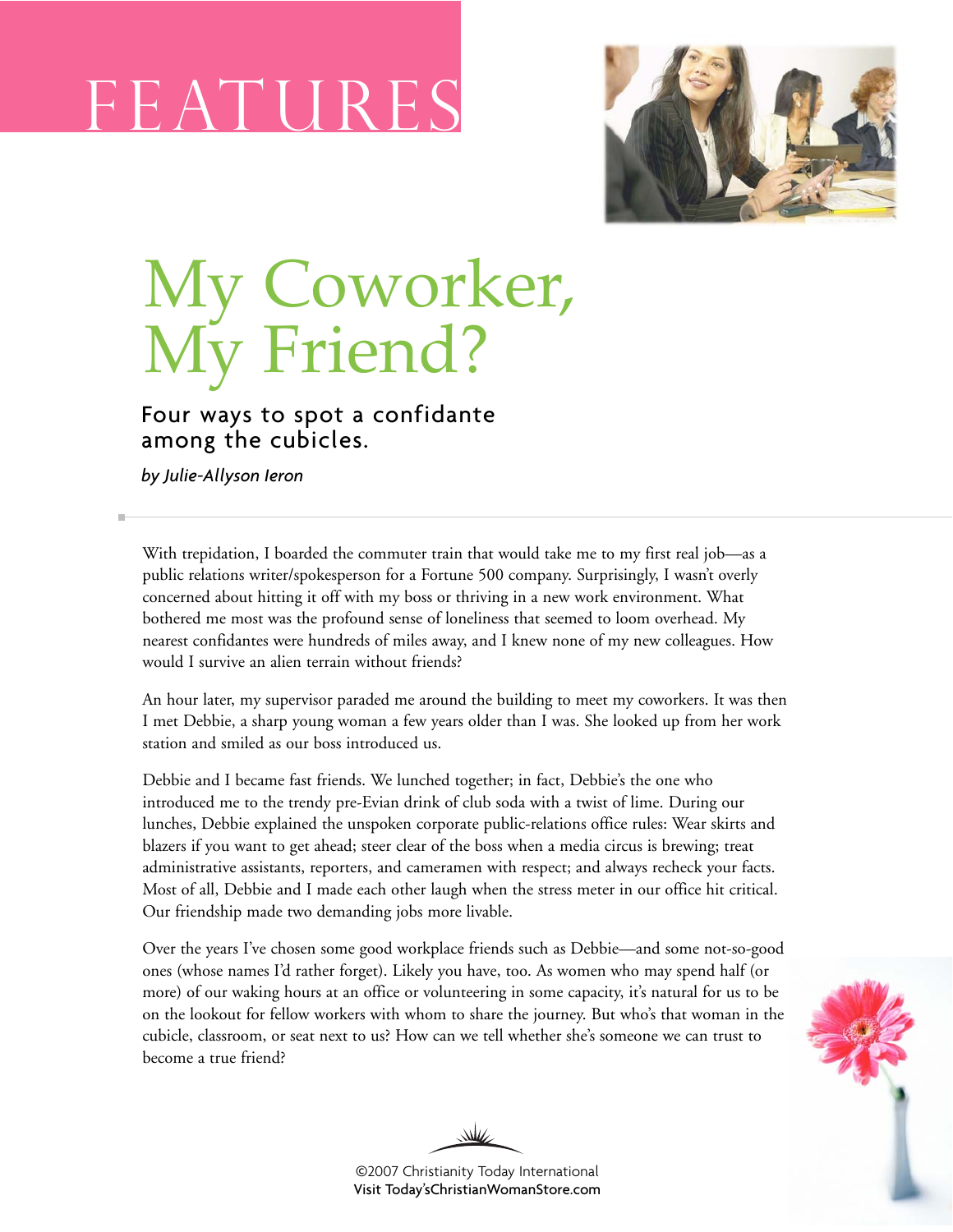FEATURES

# My Coworker, My Friend?

## Four ways to spot a confidante among the cubicles.

*by Julie-Allyson Ieron*

With trepidation, I boarded the commuter train that would take me to my first real job—as a public relations writer/spokesperson for a Fortune 500 company. Surprisingly, I wasn't overly concerned about hitting it off with my boss or thriving in a new work environment. What bothered me most was the profound sense of loneliness that seemed to loom overhead. My nearest confidantes were hundreds of miles away, and I knew none of my new colleagues. How would I survive an alien terrain without friends?

An hour later, my supervisor paraded me around the building to meet my coworkers. It was then I met Debbie, a sharp young woman a few years older than I was. She looked up from her work station and smiled as our boss introduced us.

Debbie and I became fast friends. We lunched together; in fact, Debbie's the one who introduced me to the trendy pre-Evian drink of club soda with a twist of lime. During our lunches, Debbie explained the unspoken corporate public-relations office rules: Wear skirts and blazers if you want to get ahead; steer clear of the boss when a media circus is brewing; treat administrative assistants, reporters, and cameramen with respect; and always recheck your facts. Most of all, Debbie and I made each other laugh when the stress meter in our office hit critical. Our friendship made two demanding jobs more livable.

Over the years I've chosen some good workplace friends such as Debbie—and some not-so-good ones (whose names I'd rather forget). Likely you have, too. As women who may spend half (or more) of our waking hours at an office or volunteering in some capacity, it's natural for us to be on the lookout for fellow workers with whom to share the journey. But who's that woman in the cubicle, classroom, or seat next to us? How can we tell whether she's someone we can trust to become a true friend?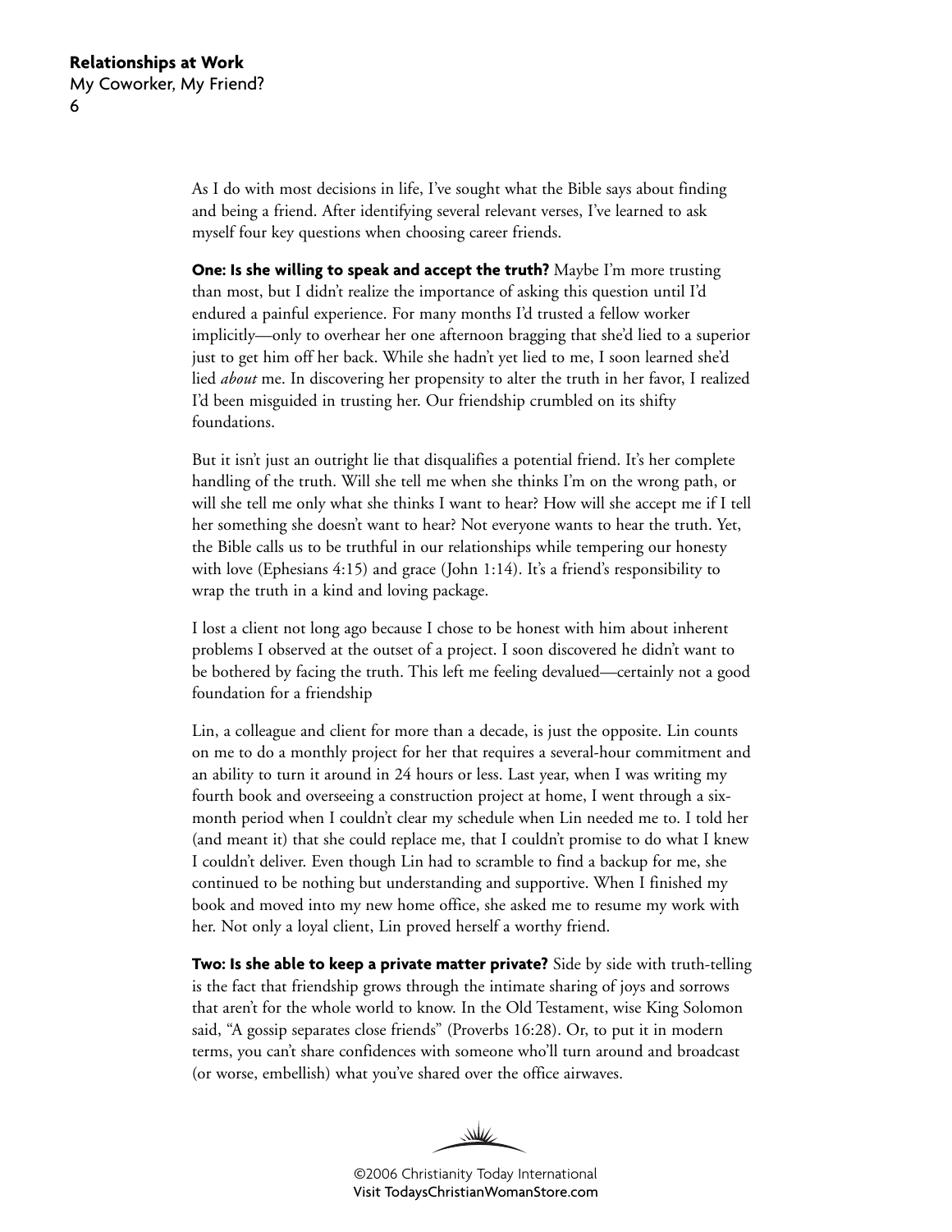As I do with most decisions in life, I've sought what the Bible says about finding and being a friend. After identifying several relevant verses, I've learned to ask myself four key questions when choosing career friends.

**One: Is she willing to speak and accept the truth?** Maybe I'm more trusting than most, but I didn't realize the importance of asking this question until I'd endured a painful experience. For many months I'd trusted a fellow worker implicitly—only to overhear her one afternoon bragging that she'd lied to a superior just to get him off her back. While she hadn't yet lied to me, I soon learned she'd lied *about* me. In discovering her propensity to alter the truth in her favor, I realized I'd been misguided in trusting her. Our friendship crumbled on its shifty foundations.

But it isn't just an outright lie that disqualifies a potential friend. It's her complete handling of the truth. Will she tell me when she thinks I'm on the wrong path, or will she tell me only what she thinks I want to hear? How will she accept me if I tell her something she doesn't want to hear? Not everyone wants to hear the truth. Yet, the Bible calls us to be truthful in our relationships while tempering our honesty with love (Ephesians 4:15) and grace (John 1:14). It's a friend's responsibility to wrap the truth in a kind and loving package.

I lost a client not long ago because I chose to be honest with him about inherent problems I observed at the outset of a project. I soon discovered he didn't want to be bothered by facing the truth. This left me feeling devalued—certainly not a good foundation for a friendship

Lin, a colleague and client for more than a decade, is just the opposite. Lin counts on me to do a monthly project for her that requires a several-hour commitment and an ability to turn it around in 24 hours or less. Last year, when I was writing my fourth book and overseeing a construction project at home, I went through a six-month period when I couldn't clear my schedule when Lin needed me to. I told her (and meant it) that she could replace me, that I couldn't promise to do what I knew I couldn't deliver. Even though Lin had to scramble to find a backup for me, she continued to be nothing but understanding and supportive. When I finished my book and moved into my new home office, she asked me to resume my work with her. Not only a loyal client, Lin proved herself a worthy friend.

**Two: Is she able to keep a private matter private?** Side by side with truth-telling is the fact that friendship grows through the intimate sharing of joys and sorrows that aren't for the whole world to know. In the Old Testament, wise King Solomon said, "A gossip separates close friends" (Proverbs 16:28). Or, to put it in modern terms, you can't share confidences with someone who'll turn around and broadcast (or worse, embellish) what you've shared over the office airwaves.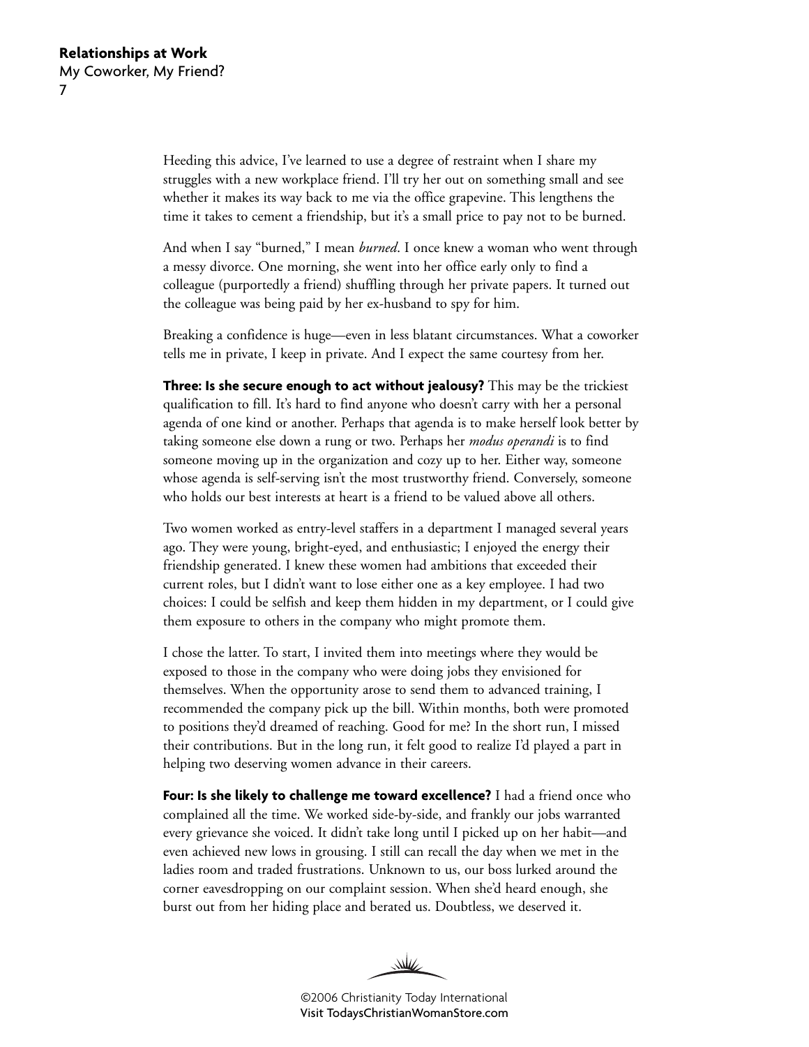Heeding this advice, I've learned to use a degree of restraint when I share my struggles with a new workplace friend. I'll try her out on something small and see whether it makes its way back to me via the office grapevine. This lengthens the time it takes to cement a friendship, but it's a small price to pay not to be burned.

And when I say "burned," I mean *burned*. I once knew a woman who went through a messy divorce. One morning, she went into her office early only to find a colleague (purportedly a friend) shuffling through her private papers. It turned out the colleague was being paid by her ex-husband to spy for him.

Breaking a confidence is huge—even in less blatant circumstances. What a coworker tells me in private, I keep in private. And I expect the same courtesy from her.

**Three: Is she secure enough to act without jealousy?** This may be the trickiest qualification to fill. It's hard to find anyone who doesn't carry with her a personal agenda of one kind or another. Perhaps that agenda is to make herself look better by taking someone else down a rung or two. Perhaps her *modus operandi* is to find someone moving up in the organization and cozy up to her. Either way, someone whose agenda is self-serving isn't the most trustworthy friend. Conversely, someone who holds our best interests at heart is a friend to be valued above all others.

Two women worked as entry-level staffers in a department I managed several years ago. They were young, bright-eyed, and enthusiastic; I enjoyed the energy their friendship generated. I knew these women had ambitions that exceeded their current roles, but I didn't want to lose either one as a key employee. I had two choices: I could be selfish and keep them hidden in my department, or I could give them exposure to others in the company who might promote them.

I chose the latter. To start, I invited them into meetings where they would be exposed to those in the company who were doing jobs they envisioned for themselves. When the opportunity arose to send them to advanced training, I recommended the company pick up the bill. Within months, both were promoted to positions they'd dreamed of reaching. Good for me? In the short run, I missed their contributions. But in the long run, it felt good to realize I'd played a part in helping two deserving women advance in their careers.

**Four: Is she likely to challenge me toward excellence?** I had a friend once who complained all the time. We worked side-by-side, and frankly our jobs warranted every grievance she voiced. It didn't take long until I picked up on her habit—and even achieved new lows in grousing. I still can recall the day when we met in the ladies room and traded frustrations. Unknown to us, our boss lurked around the corner eavesdropping on our complaint session. When she'd heard enough, she burst out from her hiding place and berated us. Doubtless, we deserved it.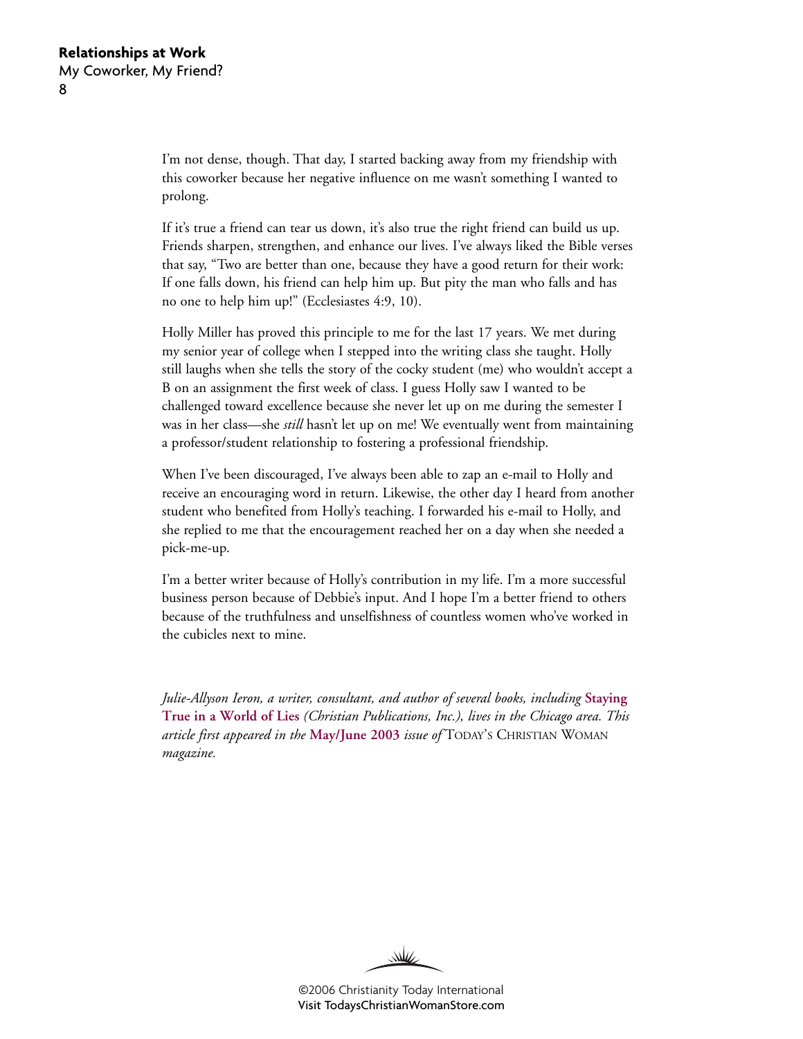I'm not dense, though. That day, I started backing away from my friendship with this coworker because her negative influence on me wasn't something I wanted to prolong.

If it's true a friend can tear us down, it's also true the right friend can build us up. Friends sharpen, strengthen, and enhance our lives. I've always liked the Bible verses that say, "Two are better than one, because they have a good return for their work: If one falls down, his friend can help him up. But pity the man who falls and has no one to help him up!" (Ecclesiastes 4:9, 10).

Holly Miller has proved this principle to me for the last 17 years. We met during my senior year of college when I stepped into the writing class she taught. Holly still laughs when she tells the story of the cocky student (me) who wouldn't accept a B on an assignment the first week of class. I guess Holly saw I wanted to be challenged toward excellence because she never let up on me during the semester I was in her class—she *still* hasn't let up on me! We eventually went from maintaining a professor/student relationship to fostering a professional friendship.

When I've been discouraged, I've always been able to zap an e-mail to Holly and receive an encouraging word in return. Likewise, the other day I heard from another student who benefited from Holly's teaching. I forwarded his e-mail to Holly, and she replied to me that the encouragement reached her on a day when she needed a pick-me-up.

I'm a better writer because of Holly's contribution in my life. I'm a more successful business person because of Debbie's input. And I hope I'm a better friend to others because of the truthfulness and unselfishness of countless women who've worked in the cubicles next to mine.

*Julie-Allyson Ieron, a writer, consultant, and author of several books, including* **Staying True in a World of Lies** *(Christian Publications, Inc.), lives in the Chicago area. This article first appeared in the* **May/June 2003** *issue of* TODAY'S CHRISTIAN WOMAN *magazine.*

©2006 Christianity Today International
Visit TodaysChristianWomanStore.com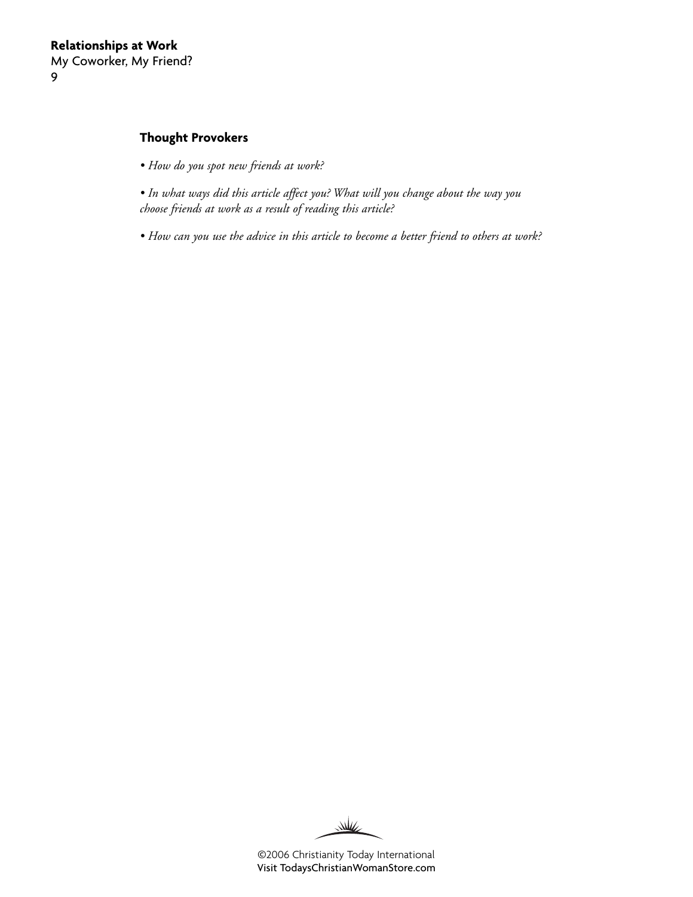## Thought Provokers

- *How do you spot new friends at work?*
- *In what ways did this article affect you? What will you change about the way you choose friends at work as a result of reading this article?*
- *How can you use the advice in this article to become a better friend to others at work?*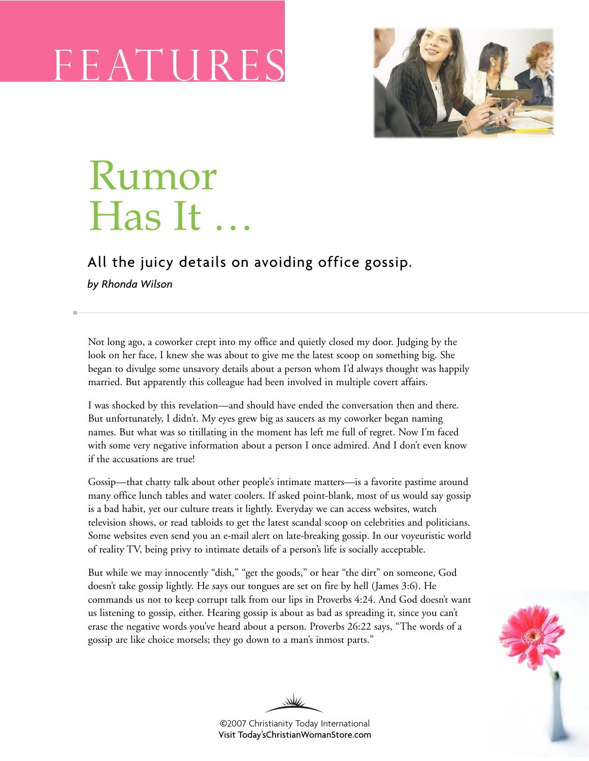FEATURES

# Rumor Has It …

## All the juicy details on avoiding office gossip.

*by Rhonda Wilson*

Not long ago, a coworker crept into my office and quietly closed my door. Judging by the look on her face, I knew she was about to give me the latest scoop on something big. She began to divulge some unsavory details about a person whom I'd always thought was happily married. But apparently this colleague had been involved in multiple covert affairs.

I was shocked by this revelation—and should have ended the conversation then and there. But unfortunately, I didn't. My eyes grew big as saucers as my coworker began naming names. But what was so titillating in the moment has left me full of regret. Now I'm faced with some very negative information about a person I once admired. And I don't even know if the accusations are true!

Gossip—that chatty talk about other people's intimate matters—is a favorite pastime around many office lunch tables and water coolers. If asked point-blank, most of us would say gossip is a bad habit, yet our culture treats it lightly. Everyday we can access websites, watch television shows, or read tabloids to get the latest scandal scoop on celebrities and politicians. Some websites even send you an e-mail alert on late-breaking gossip. In our voyeuristic world of reality TV, being privy to intimate details of a person's life is socially acceptable.

But while we may innocently "dish," "get the goods," or hear "the dirt" on someone, God doesn't take gossip lightly. He says our tongues are set on fire by hell (James 3:6). He commands us not to keep corrupt talk from our lips in Proverbs 4:24. And God doesn't want us listening to gossip, either. Hearing gossip is about as bad as spreading it, since you can't erase the negative words you've heard about a person. Proverbs 26:22 says, "The words of a gossip are like choice morsels; they go down to a man's inmost parts."

©2007 Christianity Today International
Visit Today'sChristianWomanStore.com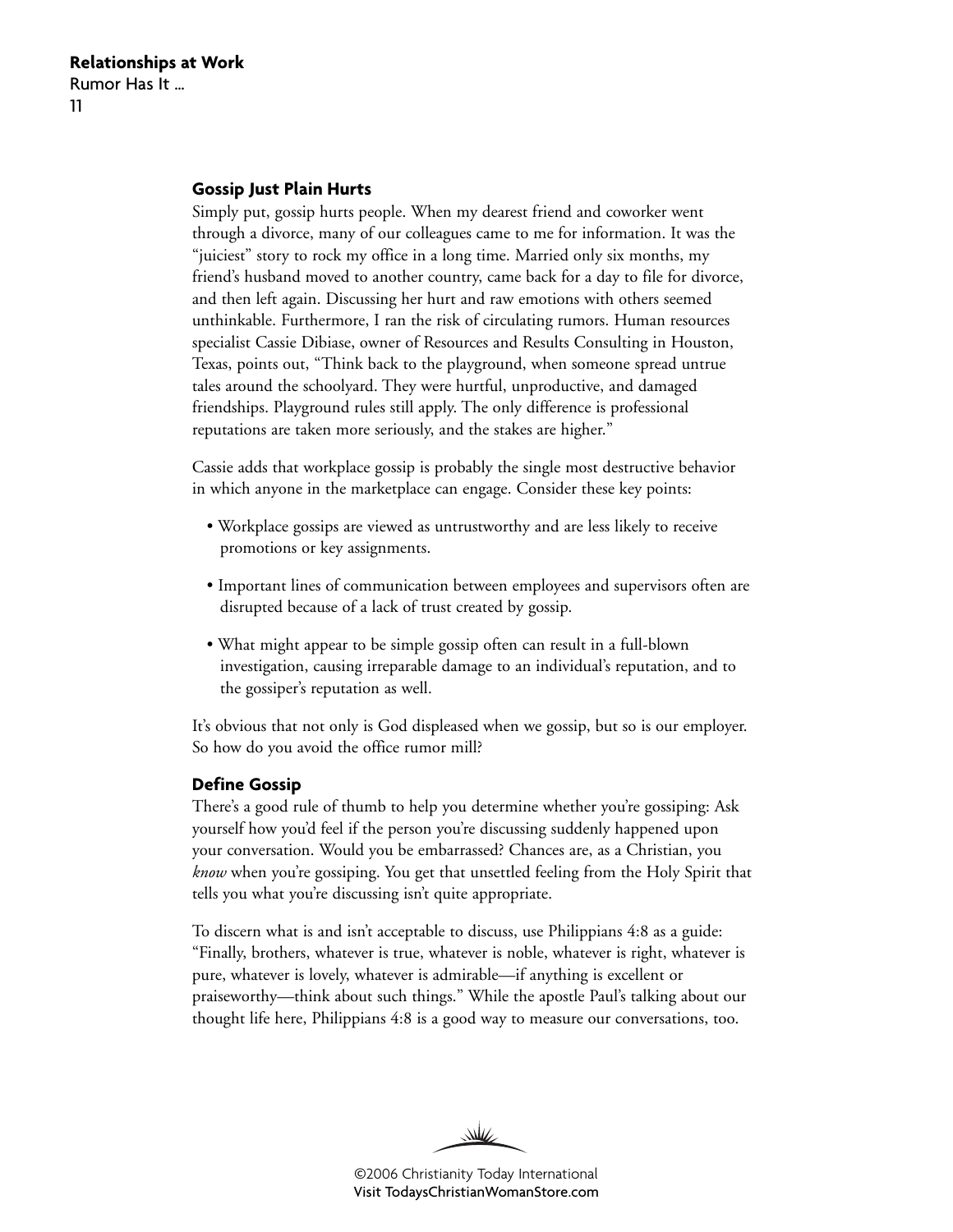## Gossip Just Plain Hurts

Simply put, gossip hurts people. When my dearest friend and coworker went through a divorce, many of our colleagues came to me for information. It was the "juiciest" story to rock my office in a long time. Married only six months, my friend's husband moved to another country, came back for a day to file for divorce, and then left again. Discussing her hurt and raw emotions with others seemed unthinkable. Furthermore, I ran the risk of circulating rumors. Human resources specialist Cassie Dibiase, owner of Resources and Results Consulting in Houston, Texas, points out, "Think back to the playground, when someone spread untrue tales around the schoolyard. They were hurtful, unproductive, and damaged friendships. Playground rules still apply. The only difference is professional reputations are taken more seriously, and the stakes are higher."

Cassie adds that workplace gossip is probably the single most destructive behavior in which anyone in the marketplace can engage. Consider these key points:

- Workplace gossips are viewed as untrustworthy and are less likely to receive promotions or key assignments.
- Important lines of communication between employees and supervisors often are disrupted because of a lack of trust created by gossip.
- What might appear to be simple gossip often can result in a full-blown investigation, causing irreparable damage to an individual's reputation, and to the gossiper's reputation as well.

It's obvious that not only is God displeased when we gossip, but so is our employer. So how do you avoid the office rumor mill?

## Define Gossip

There's a good rule of thumb to help you determine whether you're gossiping: Ask yourself how you'd feel if the person you're discussing suddenly happened upon your conversation. Would you be embarrassed? Chances are, as a Christian, you *know* when you're gossiping. You get that unsettled feeling from the Holy Spirit that tells you what you're discussing isn't quite appropriate.

To discern what is and isn't acceptable to discuss, use Philippians 4:8 as a guide: "Finally, brothers, whatever is true, whatever is noble, whatever is right, whatever is pure, whatever is lovely, whatever is admirable—if anything is excellent or praiseworthy—think about such things." While the apostle Paul's talking about our thought life here, Philippians 4:8 is a good way to measure our conversations, too.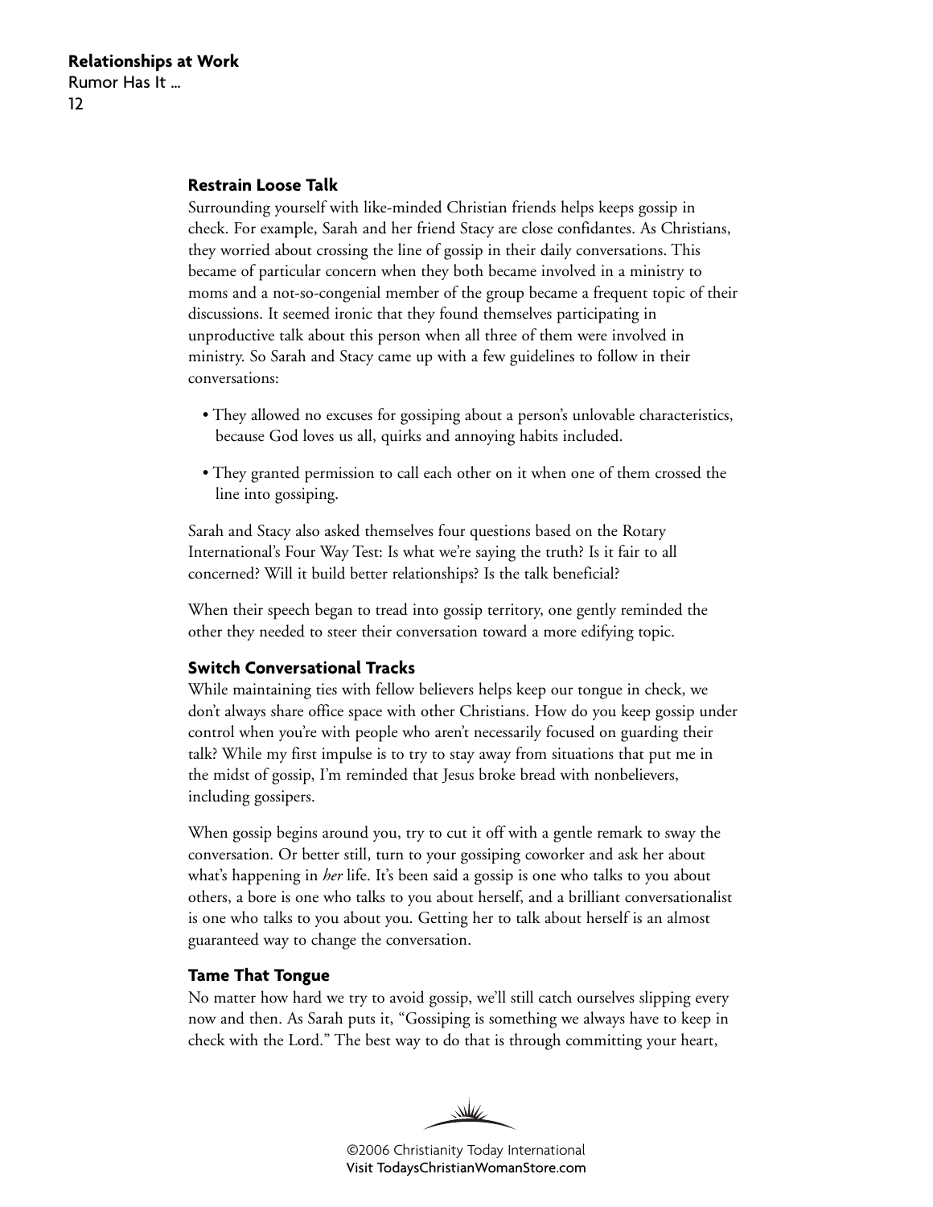### Restrain Loose Talk

Surrounding yourself with like-minded Christian friends helps keeps gossip in check. For example, Sarah and her friend Stacy are close confidantes. As Christians, they worried about crossing the line of gossip in their daily conversations. This became of particular concern when they both became involved in a ministry to moms and a not-so-congenial member of the group became a frequent topic of their discussions. It seemed ironic that they found themselves participating in unproductive talk about this person when all three of them were involved in ministry. So Sarah and Stacy came up with a few guidelines to follow in their conversations:

- They allowed no excuses for gossiping about a person's unlovable characteristics, because God loves us all, quirks and annoying habits included.
- They granted permission to call each other on it when one of them crossed the line into gossiping.

Sarah and Stacy also asked themselves four questions based on the Rotary International's Four Way Test: Is what we're saying the truth? Is it fair to all concerned? Will it build better relationships? Is the talk beneficial?

When their speech began to tread into gossip territory, one gently reminded the other they needed to steer their conversation toward a more edifying topic.

### Switch Conversational Tracks

While maintaining ties with fellow believers helps keep our tongue in check, we don't always share office space with other Christians. How do you keep gossip under control when you're with people who aren't necessarily focused on guarding their talk? While my first impulse is to try to stay away from situations that put me in the midst of gossip, I'm reminded that Jesus broke bread with nonbelievers, including gossipers.

When gossip begins around you, try to cut it off with a gentle remark to sway the conversation. Or better still, turn to your gossiping coworker and ask her about what's happening in *her* life. It's been said a gossip is one who talks to you about others, a bore is one who talks to you about herself, and a brilliant conversationalist is one who talks to you about you. Getting her to talk about herself is an almost guaranteed way to change the conversation.

### Tame That Tongue

No matter how hard we try to avoid gossip, we'll still catch ourselves slipping every now and then. As Sarah puts it, "Gossiping is something we always have to keep in check with the Lord." The best way to do that is through committing your heart,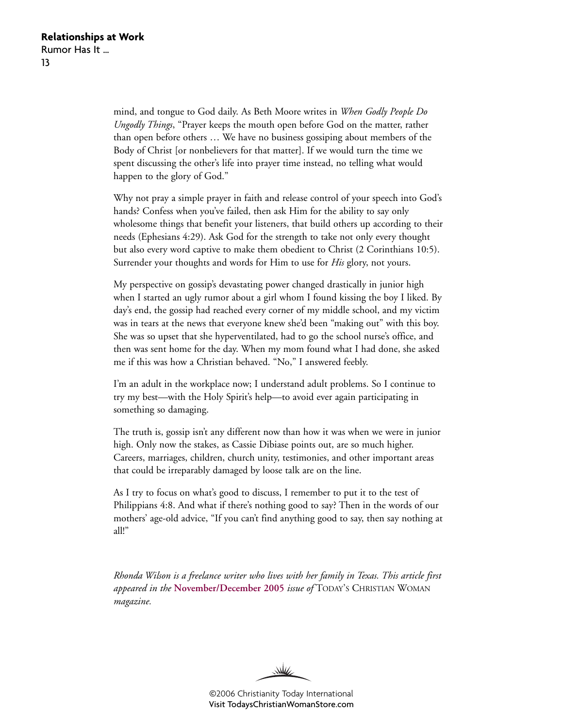mind, and tongue to God daily. As Beth Moore writes in *When Godly People Do Ungodly Things*, "Prayer keeps the mouth open before God on the matter, rather than open before others … We have no business gossiping about members of the Body of Christ [or nonbelievers for that matter]. If we would turn the time we spent discussing the other's life into prayer time instead, no telling what would happen to the glory of God."

Why not pray a simple prayer in faith and release control of your speech into God's hands? Confess when you've failed, then ask Him for the ability to say only wholesome things that benefit your listeners, that build others up according to their needs (Ephesians 4:29). Ask God for the strength to take not only every thought but also every word captive to make them obedient to Christ (2 Corinthians 10:5). Surrender your thoughts and words for Him to use for *His* glory, not yours.

My perspective on gossip's devastating power changed drastically in junior high when I started an ugly rumor about a girl whom I found kissing the boy I liked. By day's end, the gossip had reached every corner of my middle school, and my victim was in tears at the news that everyone knew she'd been "making out" with this boy. She was so upset that she hyperventilated, had to go the school nurse's office, and then was sent home for the day. When my mom found what I had done, she asked me if this was how a Christian behaved. "No," I answered feebly.

I'm an adult in the workplace now; I understand adult problems. So I continue to try my best—with the Holy Spirit's help—to avoid ever again participating in something so damaging.

The truth is, gossip isn't any different now than how it was when we were in junior high. Only now the stakes, as Cassie Dibiase points out, are so much higher. Careers, marriages, children, church unity, testimonies, and other important areas that could be irreparably damaged by loose talk are on the line.

As I try to focus on what's good to discuss, I remember to put it to the test of Philippians 4:8. And what if there's nothing good to say? Then in the words of our mothers' age-old advice, "If you can't find anything good to say, then say nothing at all!"

*Rhonda Wilson is a freelance writer who lives with her family in Texas. This article first appeared in the* **November/December 2005** *issue of* TODAY'S CHRISTIAN WOMAN *magazine.*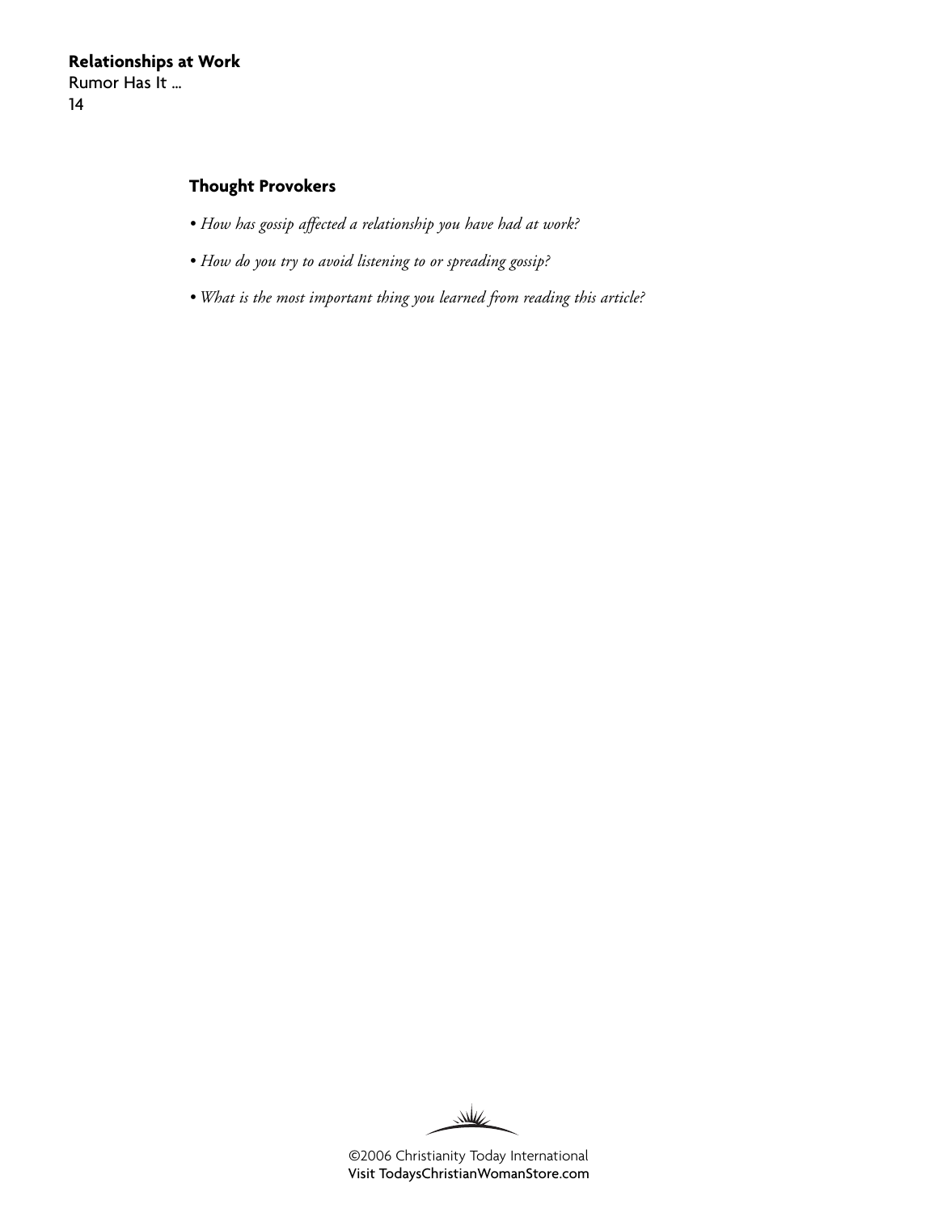### Thought Provokers

- *How has gossip affected a relationship you have had at work?*
- *How do you try to avoid listening to or spreading gossip?*
- *What is the most important thing you learned from reading this article?*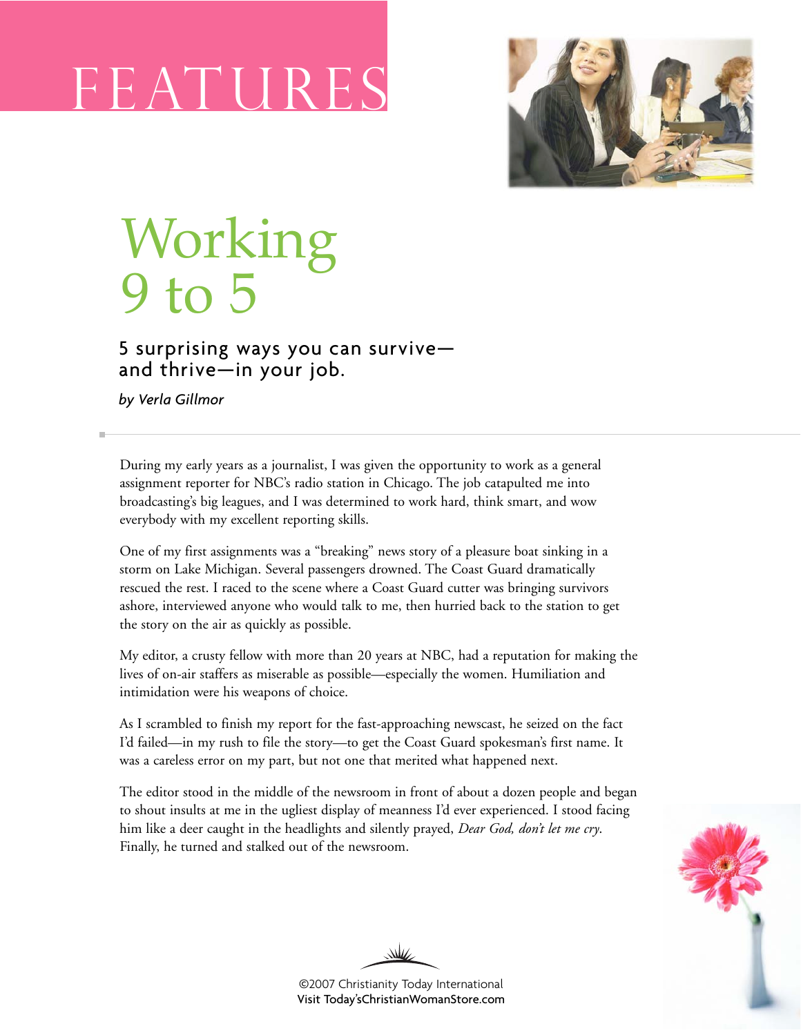FEATURES

# Working 9 to 5

## 5 surprising ways you can survive—and thrive—in your job.

*by Verla Gillmor*

During my early years as a journalist, I was given the opportunity to work as a general assignment reporter for NBC's radio station in Chicago. The job catapulted me into broadcasting's big leagues, and I was determined to work hard, think smart, and wow everybody with my excellent reporting skills.

One of my first assignments was a "breaking" news story of a pleasure boat sinking in a storm on Lake Michigan. Several passengers drowned. The Coast Guard dramatically rescued the rest. I raced to the scene where a Coast Guard cutter was bringing survivors ashore, interviewed anyone who would talk to me, then hurried back to the station to get the story on the air as quickly as possible.

My editor, a crusty fellow with more than 20 years at NBC, had a reputation for making the lives of on-air staffers as miserable as possible—especially the women. Humiliation and intimidation were his weapons of choice.

As I scrambled to finish my report for the fast-approaching newscast, he seized on the fact I'd failed—in my rush to file the story—to get the Coast Guard spokesman's first name. It was a careless error on my part, but not one that merited what happened next.

The editor stood in the middle of the newsroom in front of about a dozen people and began to shout insults at me in the ugliest display of meanness I'd ever experienced. I stood facing him like a deer caught in the headlights and silently prayed, *Dear God, don't let me cry*. Finally, he turned and stalked out of the newsroom.

©2007 Christianity Today International
Visit Today'sChristianWomanStore.com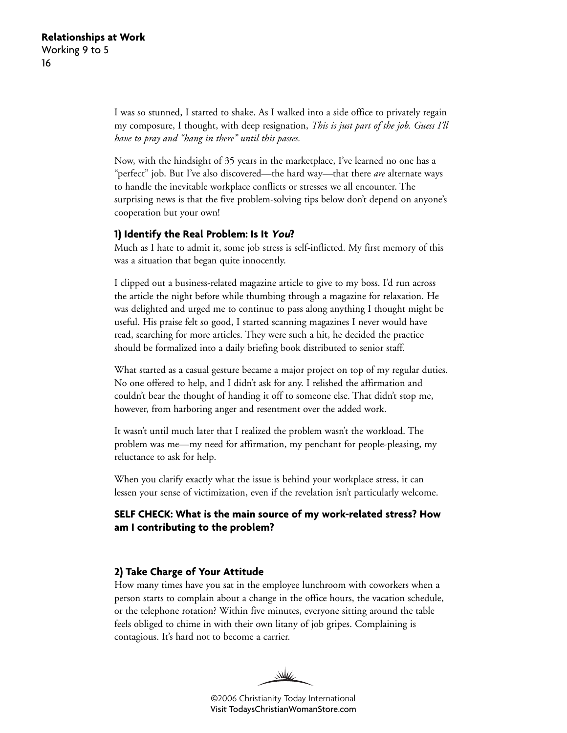I was so stunned, I started to shake. As I walked into a side office to privately regain my composure, I thought, with deep resignation, *This is just part of the job. Guess I'll have to pray and "hang in there" until this passes.*

Now, with the hindsight of 35 years in the marketplace, I've learned no one has a "perfect" job. But I've also discovered—the hard way—that there *are* alternate ways to handle the inevitable workplace conflicts or stresses we all encounter. The surprising news is that the five problem-solving tips below don't depend on anyone's cooperation but your own!

### 1) Identify the Real Problem: Is It *You*?

Much as I hate to admit it, some job stress is self-inflicted. My first memory of this was a situation that began quite innocently.

I clipped out a business-related magazine article to give to my boss. I'd run across the article the night before while thumbing through a magazine for relaxation. He was delighted and urged me to continue to pass along anything I thought might be useful. His praise felt so good, I started scanning magazines I never would have read, searching for more articles. They were such a hit, he decided the practice should be formalized into a daily briefing book distributed to senior staff.

What started as a casual gesture became a major project on top of my regular duties. No one offered to help, and I didn't ask for any. I relished the affirmation and couldn't bear the thought of handing it off to someone else. That didn't stop me, however, from harboring anger and resentment over the added work.

It wasn't until much later that I realized the problem wasn't the workload. The problem was me—my need for affirmation, my penchant for people-pleasing, my reluctance to ask for help.

When you clarify exactly what the issue is behind your workplace stress, it can lessen your sense of victimization, even if the revelation isn't particularly welcome.

**SELF CHECK: What is the main source of my work-related stress? How am I contributing to the problem?**

### 2) Take Charge of Your Attitude

How many times have you sat in the employee lunchroom with coworkers when a person starts to complain about a change in the office hours, the vacation schedule, or the telephone rotation? Within five minutes, everyone sitting around the table feels obliged to chime in with their own litany of job gripes. Complaining is contagious. It's hard not to become a carrier.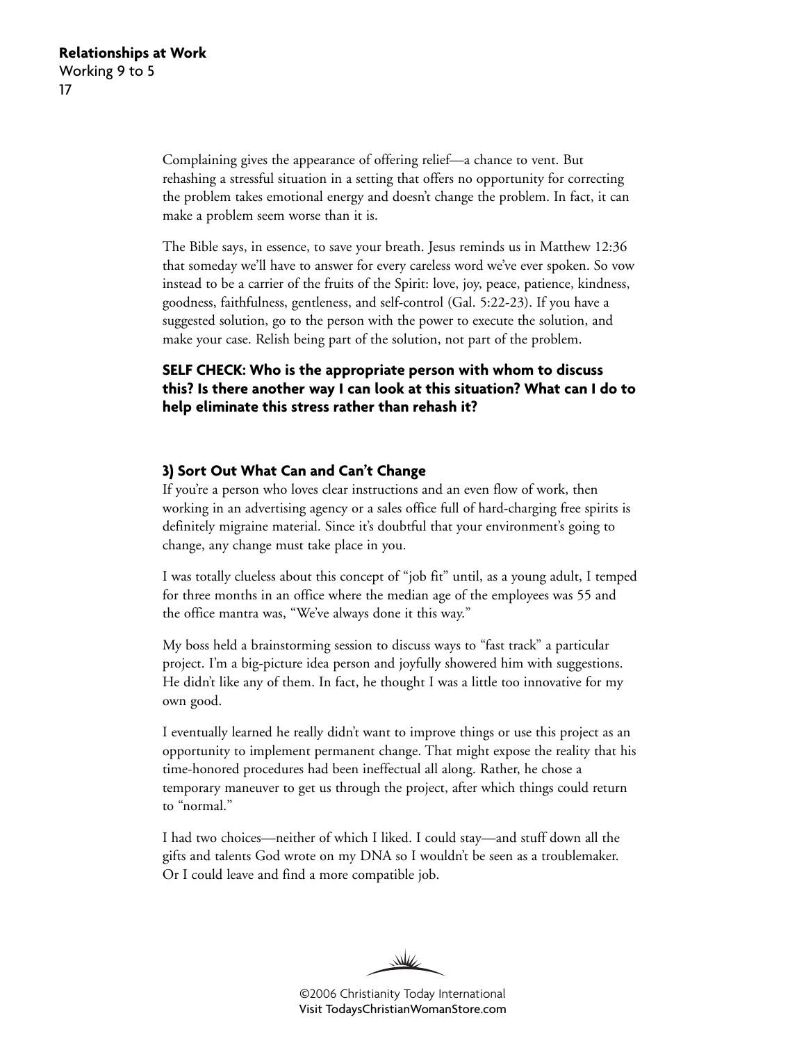Complaining gives the appearance of offering relief—a chance to vent. But rehashing a stressful situation in a setting that offers no opportunity for correcting the problem takes emotional energy and doesn't change the problem. In fact, it can make a problem seem worse than it is.

The Bible says, in essence, to save your breath. Jesus reminds us in Matthew 12:36 that someday we'll have to answer for every careless word we've ever spoken. So vow instead to be a carrier of the fruits of the Spirit: love, joy, peace, patience, kindness, goodness, faithfulness, gentleness, and self-control (Gal. 5:22-23). If you have a suggested solution, go to the person with the power to execute the solution, and make your case. Relish being part of the solution, not part of the problem.

**SELF CHECK: Who is the appropriate person with whom to discuss this? Is there another way I can look at this situation? What can I do to help eliminate this stress rather than rehash it?**

### 3) Sort Out What Can and Can't Change

If you're a person who loves clear instructions and an even flow of work, then working in an advertising agency or a sales office full of hard-charging free spirits is definitely migraine material. Since it's doubtful that your environment's going to change, any change must take place in you.

I was totally clueless about this concept of "job fit" until, as a young adult, I temped for three months in an office where the median age of the employees was 55 and the office mantra was, "We've always done it this way."

My boss held a brainstorming session to discuss ways to "fast track" a particular project. I'm a big-picture idea person and joyfully showered him with suggestions. He didn't like any of them. In fact, he thought I was a little too innovative for my own good.

I eventually learned he really didn't want to improve things or use this project as an opportunity to implement permanent change. That might expose the reality that his time-honored procedures had been ineffectual all along. Rather, he chose a temporary maneuver to get us through the project, after which things could return to "normal."

I had two choices—neither of which I liked. I could stay—and stuff down all the gifts and talents God wrote on my DNA so I wouldn't be seen as a troublemaker. Or I could leave and find a more compatible job.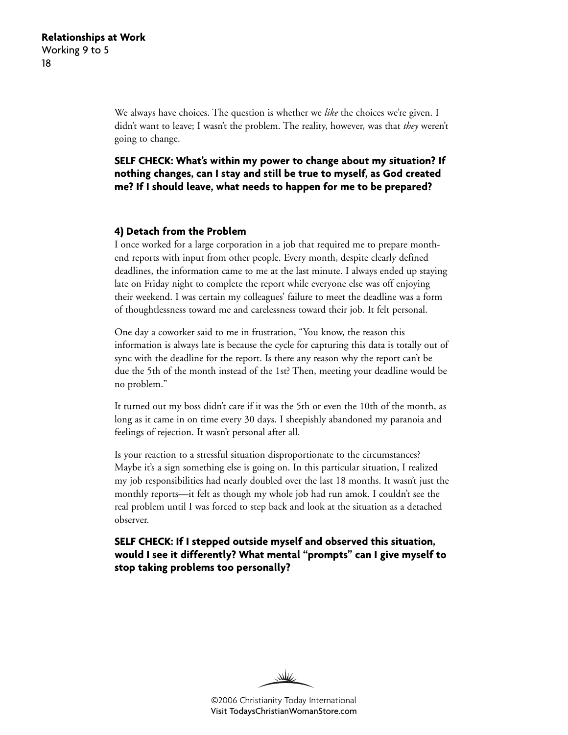We always have choices. The question is whether we *like* the choices we're given. I didn't want to leave; I wasn't the problem. The reality, however, was that *they* weren't going to change.

**SELF CHECK: What's within my power to change about my situation? If nothing changes, can I stay and still be true to myself, as God created me? If I should leave, what needs to happen for me to be prepared?**

### 4) Detach from the Problem

I once worked for a large corporation in a job that required me to prepare month-end reports with input from other people. Every month, despite clearly defined deadlines, the information came to me at the last minute. I always ended up staying late on Friday night to complete the report while everyone else was off enjoying their weekend. I was certain my colleagues' failure to meet the deadline was a form of thoughtlessness toward me and carelessness toward their job. It felt personal.

One day a coworker said to me in frustration, "You know, the reason this information is always late is because the cycle for capturing this data is totally out of sync with the deadline for the report. Is there any reason why the report can't be due the 5th of the month instead of the 1st? Then, meeting your deadline would be no problem."

It turned out my boss didn't care if it was the 5th or even the 10th of the month, as long as it came in on time every 30 days. I sheepishly abandoned my paranoia and feelings of rejection. It wasn't personal after all.

Is your reaction to a stressful situation disproportionate to the circumstances? Maybe it's a sign something else is going on. In this particular situation, I realized my job responsibilities had nearly doubled over the last 18 months. It wasn't just the monthly reports—it felt as though my whole job had run amok. I couldn't see the real problem until I was forced to step back and look at the situation as a detached observer.

**SELF CHECK: If I stepped outside myself and observed this situation, would I see it differently? What mental "prompts" can I give myself to stop taking problems too personally?**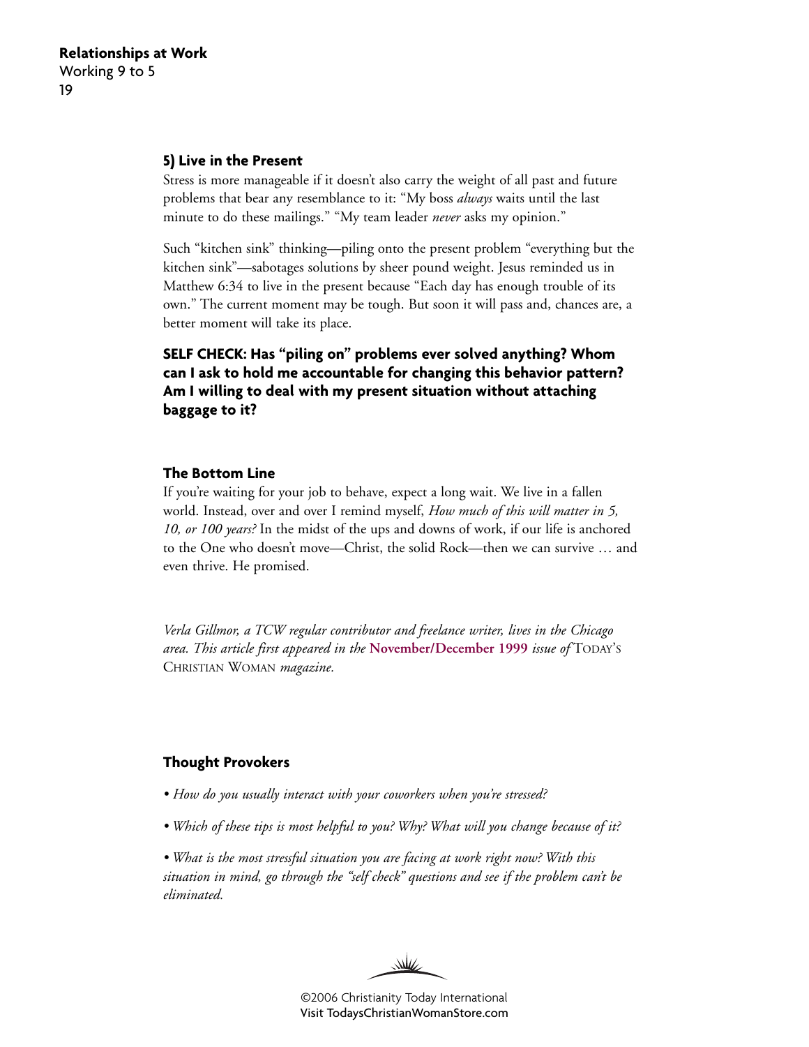### 5) Live in the Present

Stress is more manageable if it doesn't also carry the weight of all past and future problems that bear any resemblance to it: "My boss *always* waits until the last minute to do these mailings." "My team leader *never* asks my opinion."

Such "kitchen sink" thinking—piling onto the present problem "everything but the kitchen sink"—sabotages solutions by sheer pound weight. Jesus reminded us in Matthew 6:34 to live in the present because "Each day has enough trouble of its own." The current moment may be tough. But soon it will pass and, chances are, a better moment will take its place.

**SELF CHECK: Has "piling on" problems ever solved anything? Whom can I ask to hold me accountable for changing this behavior pattern? Am I willing to deal with my present situation without attaching baggage to it?**

### The Bottom Line

If you're waiting for your job to behave, expect a long wait. We live in a fallen world. Instead, over and over I remind myself, *How much of this will matter in 5, 10, or 100 years?* In the midst of the ups and downs of work, if our life is anchored to the One who doesn't move—Christ, the solid Rock—then we can survive … and even thrive. He promised.

*Verla Gillmor, a TCW regular contributor and freelance writer, lives in the Chicago area. This article first appeared in the* **November/December 1999** *issue of* TODAY'S CHRISTIAN WOMAN *magazine.*

### Thought Provokers

- *How do you usually interact with your coworkers when you're stressed?*
- *Which of these tips is most helpful to you? Why? What will you change because of it?*
- *What is the most stressful situation you are facing at work right now? With this situation in mind, go through the "self check" questions and see if the problem can't be eliminated.*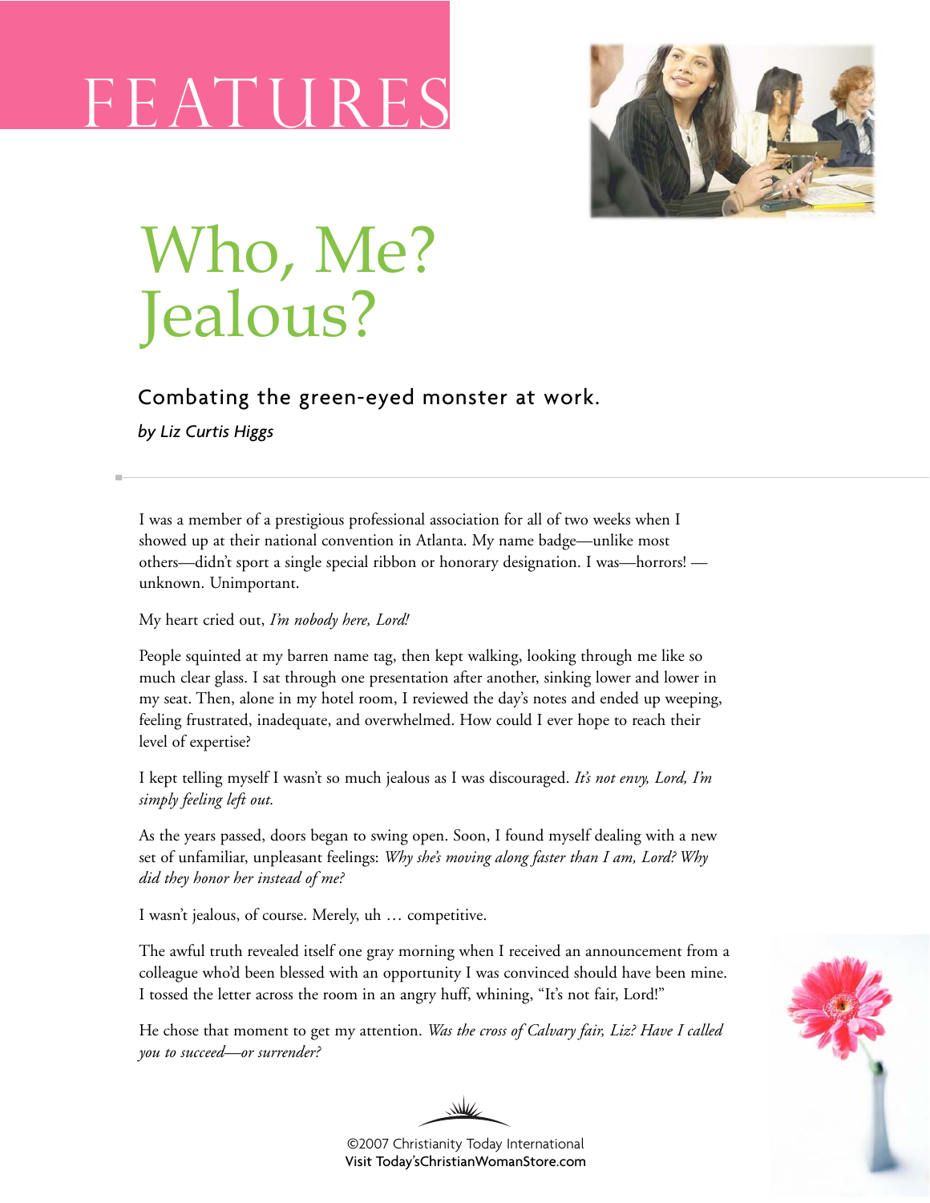FEATURES

# Who, Me? Jealous?

### Combating the green-eyed monster at work.

*by Liz Curtis Higgs*

I was a member of a prestigious professional association for all of two weeks when I showed up at their national convention in Atlanta. My name badge—unlike most others—didn't sport a single special ribbon or honorary designation. I was—horrors! — unknown. Unimportant.

My heart cried out, *I'm nobody here, Lord!*

People squinted at my barren name tag, then kept walking, looking through me like so much clear glass. I sat through one presentation after another, sinking lower and lower in my seat. Then, alone in my hotel room, I reviewed the day's notes and ended up weeping, feeling frustrated, inadequate, and overwhelmed. How could I ever hope to reach their level of expertise?

I kept telling myself I wasn't so much jealous as I was discouraged. *It's not envy, Lord, I'm simply feeling left out.*

As the years passed, doors began to swing open. Soon, I found myself dealing with a new set of unfamiliar, unpleasant feelings: *Why she's moving along faster than I am, Lord? Why did they honor her instead of me?*

I wasn't jealous, of course. Merely, uh … competitive.

The awful truth revealed itself one gray morning when I received an announcement from a colleague who'd been blessed with an opportunity I was convinced should have been mine. I tossed the letter across the room in an angry huff, whining, "It's not fair, Lord!"

He chose that moment to get my attention. *Was the cross of Calvary fair, Liz? Have I called you to succeed—or surrender?*

©2007 Christianity Today International
Visit Today'sChristianWomanStore.com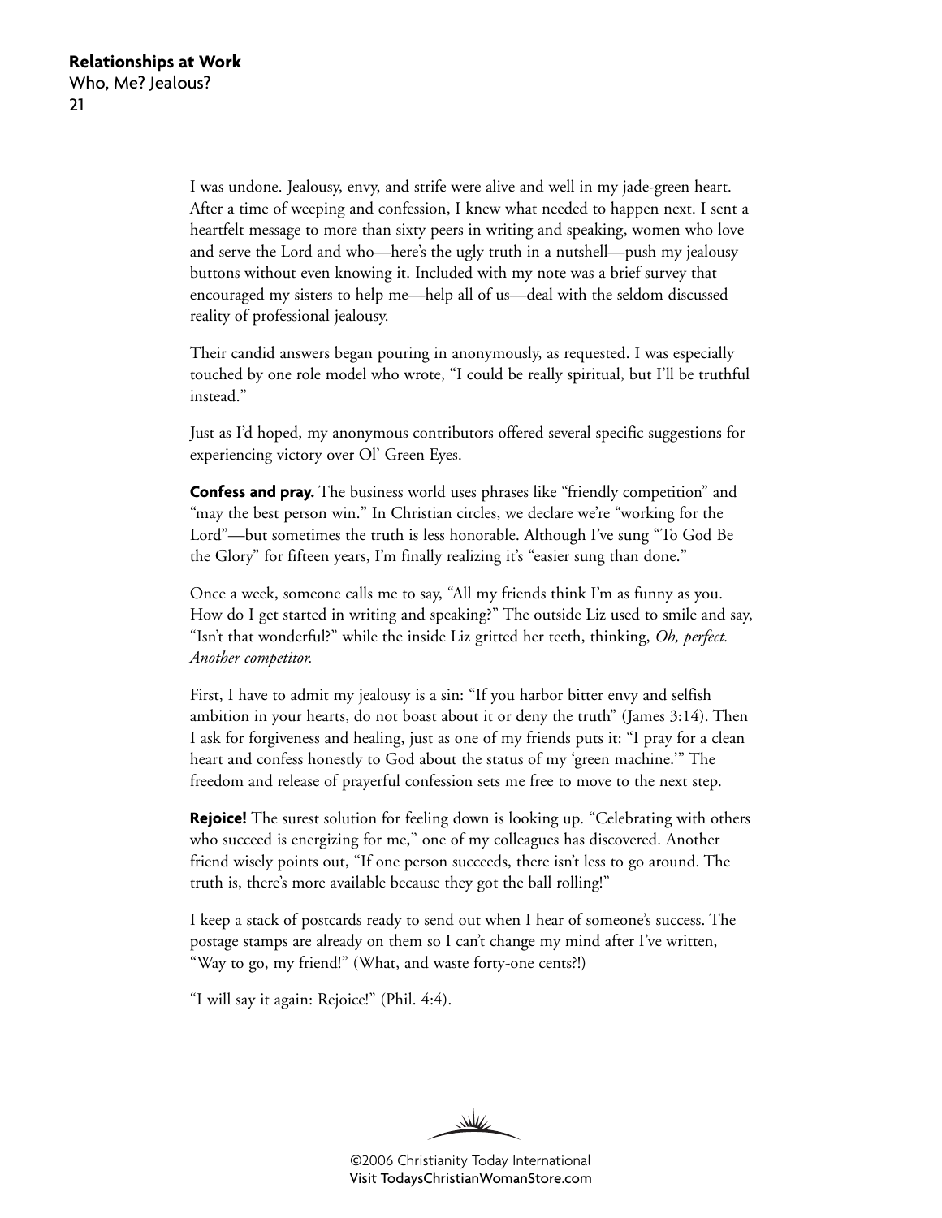I was undone. Jealousy, envy, and strife were alive and well in my jade-green heart. After a time of weeping and confession, I knew what needed to happen next. I sent a heartfelt message to more than sixty peers in writing and speaking, women who love and serve the Lord and who—here's the ugly truth in a nutshell—push my jealousy buttons without even knowing it. Included with my note was a brief survey that encouraged my sisters to help me—help all of us—deal with the seldom discussed reality of professional jealousy.

Their candid answers began pouring in anonymously, as requested. I was especially touched by one role model who wrote, "I could be really spiritual, but I'll be truthful instead."

Just as I'd hoped, my anonymous contributors offered several specific suggestions for experiencing victory over Ol' Green Eyes.

**Confess and pray.** The business world uses phrases like "friendly competition" and "may the best person win." In Christian circles, we declare we're "working for the Lord"—but sometimes the truth is less honorable. Although I've sung "To God Be the Glory" for fifteen years, I'm finally realizing it's "easier sung than done."

Once a week, someone calls me to say, "All my friends think I'm as funny as you. How do I get started in writing and speaking?" The outside Liz used to smile and say, "Isn't that wonderful?" while the inside Liz gritted her teeth, thinking, *Oh, perfect. Another competitor.*

First, I have to admit my jealousy is a sin: "If you harbor bitter envy and selfish ambition in your hearts, do not boast about it or deny the truth" (James 3:14). Then I ask for forgiveness and healing, just as one of my friends puts it: "I pray for a clean heart and confess honestly to God about the status of my 'green machine.'" The freedom and release of prayerful confession sets me free to move to the next step.

**Rejoice!** The surest solution for feeling down is looking up. "Celebrating with others who succeed is energizing for me," one of my colleagues has discovered. Another friend wisely points out, "If one person succeeds, there isn't less to go around. The truth is, there's more available because they got the ball rolling!"

I keep a stack of postcards ready to send out when I hear of someone's success. The postage stamps are already on them so I can't change my mind after I've written, "Way to go, my friend!" (What, and waste forty-one cents?!)

"I will say it again: Rejoice!" (Phil. 4:4).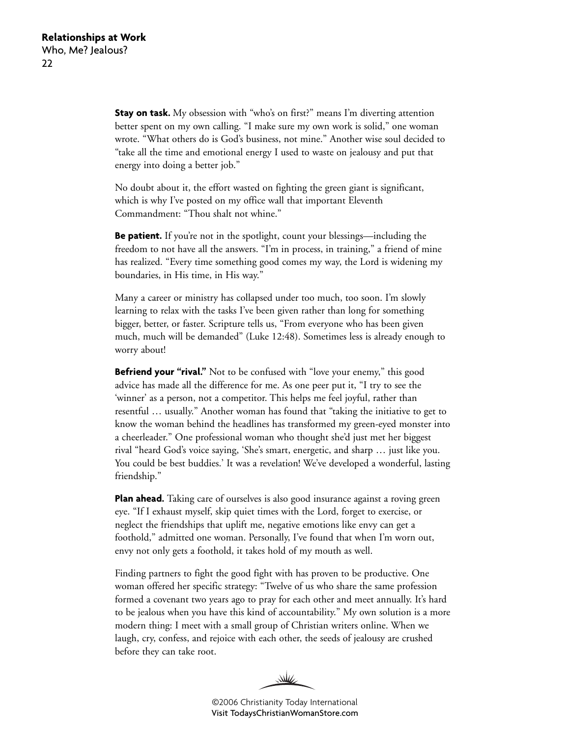**Stay on task.** My obsession with "who's on first?" means I'm diverting attention better spent on my own calling. "I make sure my own work is solid," one woman wrote. "What others do is God's business, not mine." Another wise soul decided to "take all the time and emotional energy I used to waste on jealousy and put that energy into doing a better job."

No doubt about it, the effort wasted on fighting the green giant is significant, which is why I've posted on my office wall that important Eleventh Commandment: "Thou shalt not whine."

**Be patient.** If you're not in the spotlight, count your blessings—including the freedom to not have all the answers. "I'm in process, in training," a friend of mine has realized. "Every time something good comes my way, the Lord is widening my boundaries, in His time, in His way."

Many a career or ministry has collapsed under too much, too soon. I'm slowly learning to relax with the tasks I've been given rather than long for something bigger, better, or faster. Scripture tells us, "From everyone who has been given much, much will be demanded" (Luke 12:48). Sometimes less is already enough to worry about!

**Befriend your "rival."** Not to be confused with "love your enemy," this good advice has made all the difference for me. As one peer put it, "I try to see the 'winner' as a person, not a competitor. This helps me feel joyful, rather than resentful … usually." Another woman has found that "taking the initiative to get to know the woman behind the headlines has transformed my green-eyed monster into a cheerleader." One professional woman who thought she'd just met her biggest rival "heard God's voice saying, 'She's smart, energetic, and sharp … just like you. You could be best buddies.' It was a revelation! We've developed a wonderful, lasting friendship."

**Plan ahead.** Taking care of ourselves is also good insurance against a roving green eye. "If I exhaust myself, skip quiet times with the Lord, forget to exercise, or neglect the friendships that uplift me, negative emotions like envy can get a foothold," admitted one woman. Personally, I've found that when I'm worn out, envy not only gets a foothold, it takes hold of my mouth as well.

Finding partners to fight the good fight with has proven to be productive. One woman offered her specific strategy: "Twelve of us who share the same profession formed a covenant two years ago to pray for each other and meet annually. It's hard to be jealous when you have this kind of accountability." My own solution is a more modern thing: I meet with a small group of Christian writers online. When we laugh, cry, confess, and rejoice with each other, the seeds of jealousy are crushed before they can take root.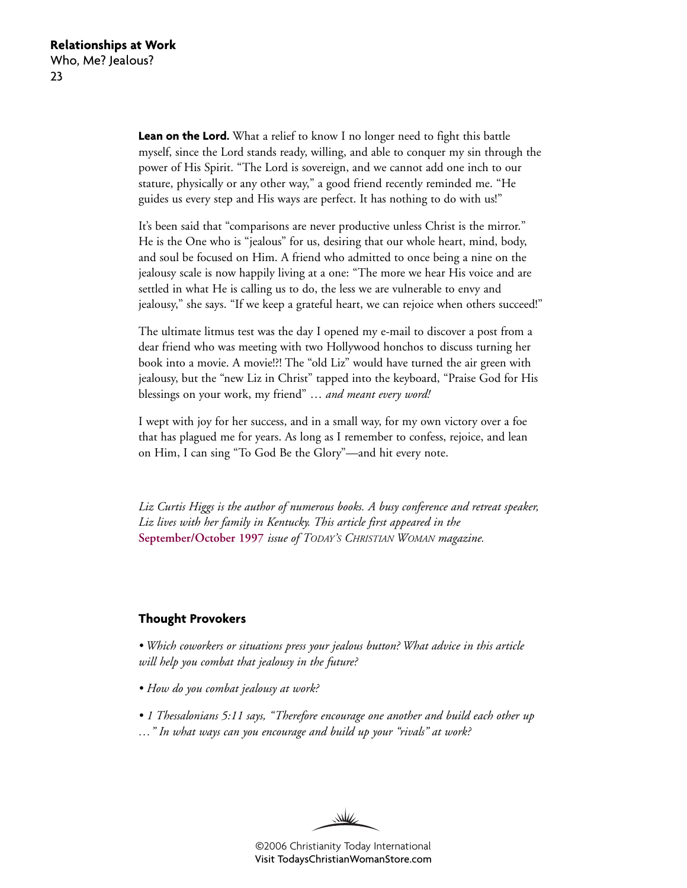**Lean on the Lord.** What a relief to know I no longer need to fight this battle myself, since the Lord stands ready, willing, and able to conquer my sin through the power of His Spirit. "The Lord is sovereign, and we cannot add one inch to our stature, physically or any other way," a good friend recently reminded me. "He guides us every step and His ways are perfect. It has nothing to do with us!"

It's been said that "comparisons are never productive unless Christ is the mirror." He is the One who is "jealous" for us, desiring that our whole heart, mind, body, and soul be focused on Him. A friend who admitted to once being a nine on the jealousy scale is now happily living at a one: "The more we hear His voice and are settled in what He is calling us to do, the less we are vulnerable to envy and jealousy," she says. "If we keep a grateful heart, we can rejoice when others succeed!"

The ultimate litmus test was the day I opened my e-mail to discover a post from a dear friend who was meeting with two Hollywood honchos to discuss turning her book into a movie. A movie!?! The "old Liz" would have turned the air green with jealousy, but the "new Liz in Christ" tapped into the keyboard, "Praise God for His blessings on your work, my friend" … *and meant every word!*

I wept with joy for her success, and in a small way, for my own victory over a foe that has plagued me for years. As long as I remember to confess, rejoice, and lean on Him, I can sing "To God Be the Glory"—and hit every note.

*Liz Curtis Higgs is the author of numerous books. A busy conference and retreat speaker, Liz lives with her family in Kentucky. This article first appeared in the* **September/October 1997** *issue of TODAY'S CHRISTIAN WOMAN magazine.*

### Thought Provokers

- *Which coworkers or situations press your jealous button? What advice in this article will help you combat that jealousy in the future?*
- *How do you combat jealousy at work?*
- *1 Thessalonians 5:11 says, "Therefore encourage one another and build each other up …" In what ways can you encourage and build up your "rivals" at work?*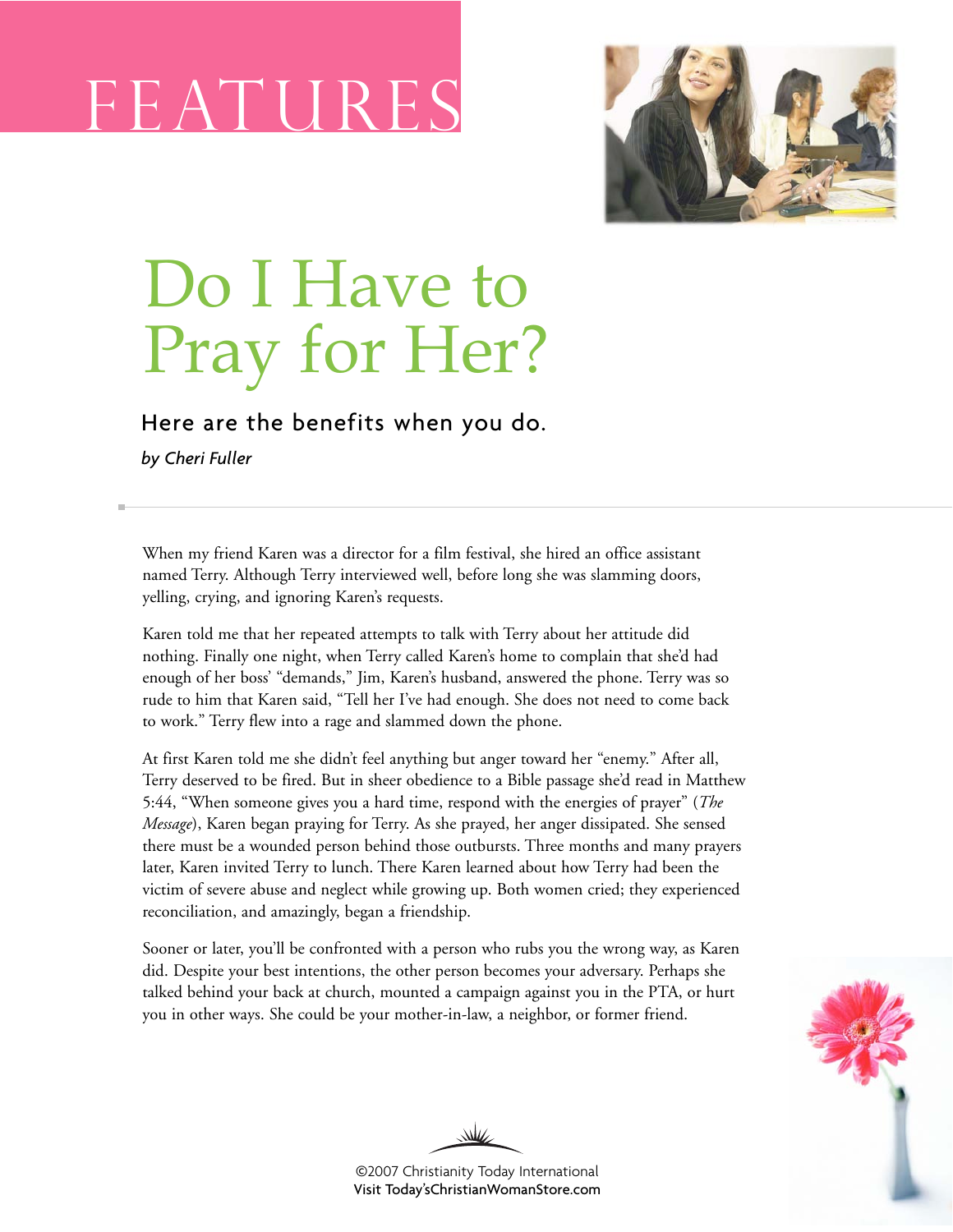FEATURES

# Do I Have to Pray for Her?

### Here are the benefits when you do.

*by Cheri Fuller*

When my friend Karen was a director for a film festival, she hired an office assistant named Terry. Although Terry interviewed well, before long she was slamming doors, yelling, crying, and ignoring Karen's requests.

Karen told me that her repeated attempts to talk with Terry about her attitude did nothing. Finally one night, when Terry called Karen's home to complain that she'd had enough of her boss' "demands," Jim, Karen's husband, answered the phone. Terry was so rude to him that Karen said, "Tell her I've had enough. She does not need to come back to work." Terry flew into a rage and slammed down the phone.

At first Karen told me she didn't feel anything but anger toward her "enemy." After all, Terry deserved to be fired. But in sheer obedience to a Bible passage she'd read in Matthew 5:44, "When someone gives you a hard time, respond with the energies of prayer" (*The Message*), Karen began praying for Terry. As she prayed, her anger dissipated. She sensed there must be a wounded person behind those outbursts. Three months and many prayers later, Karen invited Terry to lunch. There Karen learned about how Terry had been the victim of severe abuse and neglect while growing up. Both women cried; they experienced reconciliation, and amazingly, began a friendship.

Sooner or later, you'll be confronted with a person who rubs you the wrong way, as Karen did. Despite your best intentions, the other person becomes your adversary. Perhaps she talked behind your back at church, mounted a campaign against you in the PTA, or hurt you in other ways. She could be your mother-in-law, a neighbor, or former friend.

©2007 Christianity Today International
Visit Today'sChristianWomanStore.com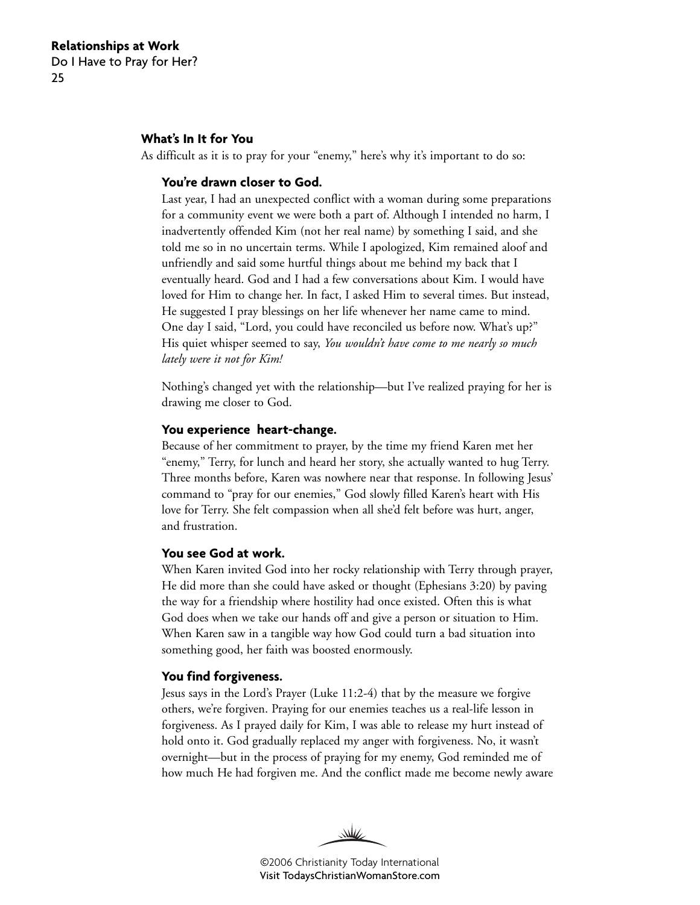## What's In It for You

As difficult as it is to pray for your "enemy," here's why it's important to do so:

### You're drawn closer to God.

Last year, I had an unexpected conflict with a woman during some preparations for a community event we were both a part of. Although I intended no harm, I inadvertently offended Kim (not her real name) by something I said, and she told me so in no uncertain terms. While I apologized, Kim remained aloof and unfriendly and said some hurtful things about me behind my back that I eventually heard. God and I had a few conversations about Kim. I would have loved for Him to change her. In fact, I asked Him to several times. But instead, He suggested I pray blessings on her life whenever her name came to mind. One day I said, "Lord, you could have reconciled us before now. What's up?" His quiet whisper seemed to say, *You wouldn't have come to me nearly so much lately were it not for Kim!*

Nothing's changed yet with the relationship—but I've realized praying for her is drawing me closer to God.

### You experience heart-change.

Because of her commitment to prayer, by the time my friend Karen met her "enemy," Terry, for lunch and heard her story, she actually wanted to hug Terry. Three months before, Karen was nowhere near that response. In following Jesus' command to "pray for our enemies," God slowly filled Karen's heart with His love for Terry. She felt compassion when all she'd felt before was hurt, anger, and frustration.

### You see God at work.

When Karen invited God into her rocky relationship with Terry through prayer, He did more than she could have asked or thought (Ephesians 3:20) by paving the way for a friendship where hostility had once existed. Often this is what God does when we take our hands off and give a person or situation to Him. When Karen saw in a tangible way how God could turn a bad situation into something good, her faith was boosted enormously.

### You find forgiveness.

Jesus says in the Lord's Prayer (Luke 11:2-4) that by the measure we forgive others, we're forgiven. Praying for our enemies teaches us a real-life lesson in forgiveness. As I prayed daily for Kim, I was able to release my hurt instead of hold onto it. God gradually replaced my anger with forgiveness. No, it wasn't overnight—but in the process of praying for my enemy, God reminded me of how much He had forgiven me. And the conflict made me become newly aware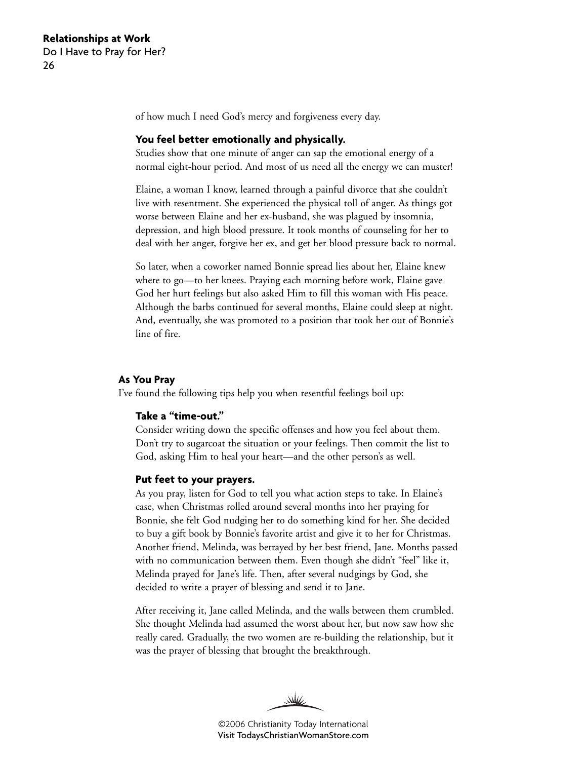of how much I need God's mercy and forgiveness every day.

**You feel better emotionally and physically.**

Studies show that one minute of anger can sap the emotional energy of a normal eight-hour period. And most of us need all the energy we can muster!

Elaine, a woman I know, learned through a painful divorce that she couldn't live with resentment. She experienced the physical toll of anger. As things got worse between Elaine and her ex-husband, she was plagued by insomnia, depression, and high blood pressure. It took months of counseling for her to deal with her anger, forgive her ex, and get her blood pressure back to normal.

So later, when a coworker named Bonnie spread lies about her, Elaine knew where to go—to her knees. Praying each morning before work, Elaine gave God her hurt feelings but also asked Him to fill this woman with His peace. Although the barbs continued for several months, Elaine could sleep at night. And, eventually, she was promoted to a position that took her out of Bonnie's line of fire.

## As You Pray

I've found the following tips help you when resentful feelings boil up:

**Take a "time-out."**

Consider writing down the specific offenses and how you feel about them. Don't try to sugarcoat the situation or your feelings. Then commit the list to God, asking Him to heal your heart—and the other person's as well.

**Put feet to your prayers.**

As you pray, listen for God to tell you what action steps to take. In Elaine's case, when Christmas rolled around several months into her praying for Bonnie, she felt God nudging her to do something kind for her. She decided to buy a gift book by Bonnie's favorite artist and give it to her for Christmas. Another friend, Melinda, was betrayed by her best friend, Jane. Months passed with no communication between them. Even though she didn't "feel" like it, Melinda prayed for Jane's life. Then, after several nudgings by God, she decided to write a prayer of blessing and send it to Jane.

After receiving it, Jane called Melinda, and the walls between them crumbled. She thought Melinda had assumed the worst about her, but now saw how she really cared. Gradually, the two women are re-building the relationship, but it was the prayer of blessing that brought the breakthrough.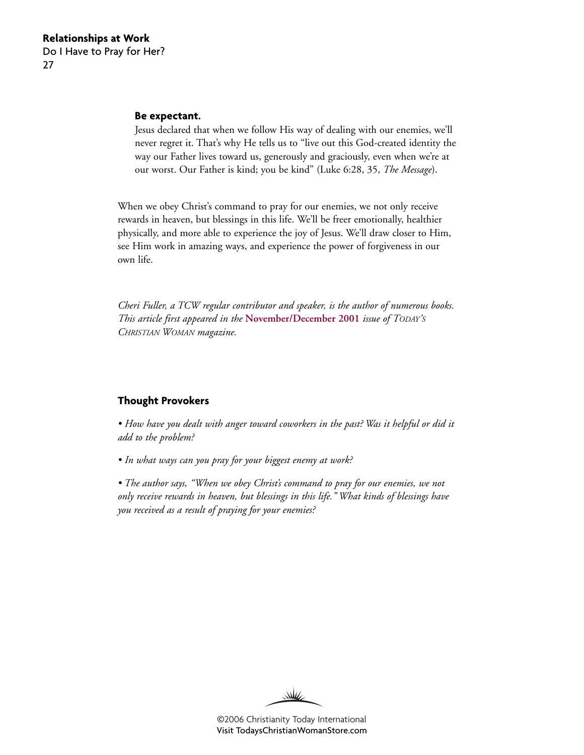**Be expectant.**

Jesus declared that when we follow His way of dealing with our enemies, we'll never regret it. That's why He tells us to "live out this God-created identity the way our Father lives toward us, generously and graciously, even when we're at our worst. Our Father is kind; you be kind" (Luke 6:28, 35, *The Message*).

When we obey Christ's command to pray for our enemies, we not only receive rewards in heaven, but blessings in this life. We'll be freer emotionally, healthier physically, and more able to experience the joy of Jesus. We'll draw closer to Him, see Him work in amazing ways, and experience the power of forgiveness in our own life.

*Cheri Fuller, a TCW regular contributor and speaker, is the author of numerous books. This article first appeared in the* **November/December 2001** *issue of TODAY'S CHRISTIAN WOMAN magazine.*

### Thought Provokers

- *How have you dealt with anger toward coworkers in the past? Was it helpful or did it add to the problem?*
- *In what ways can you pray for your biggest enemy at work?*
- *The author says, "When we obey Christ's command to pray for our enemies, we not only receive rewards in heaven, but blessings in this life." What kinds of blessings have you received as a result of praying for your enemies?*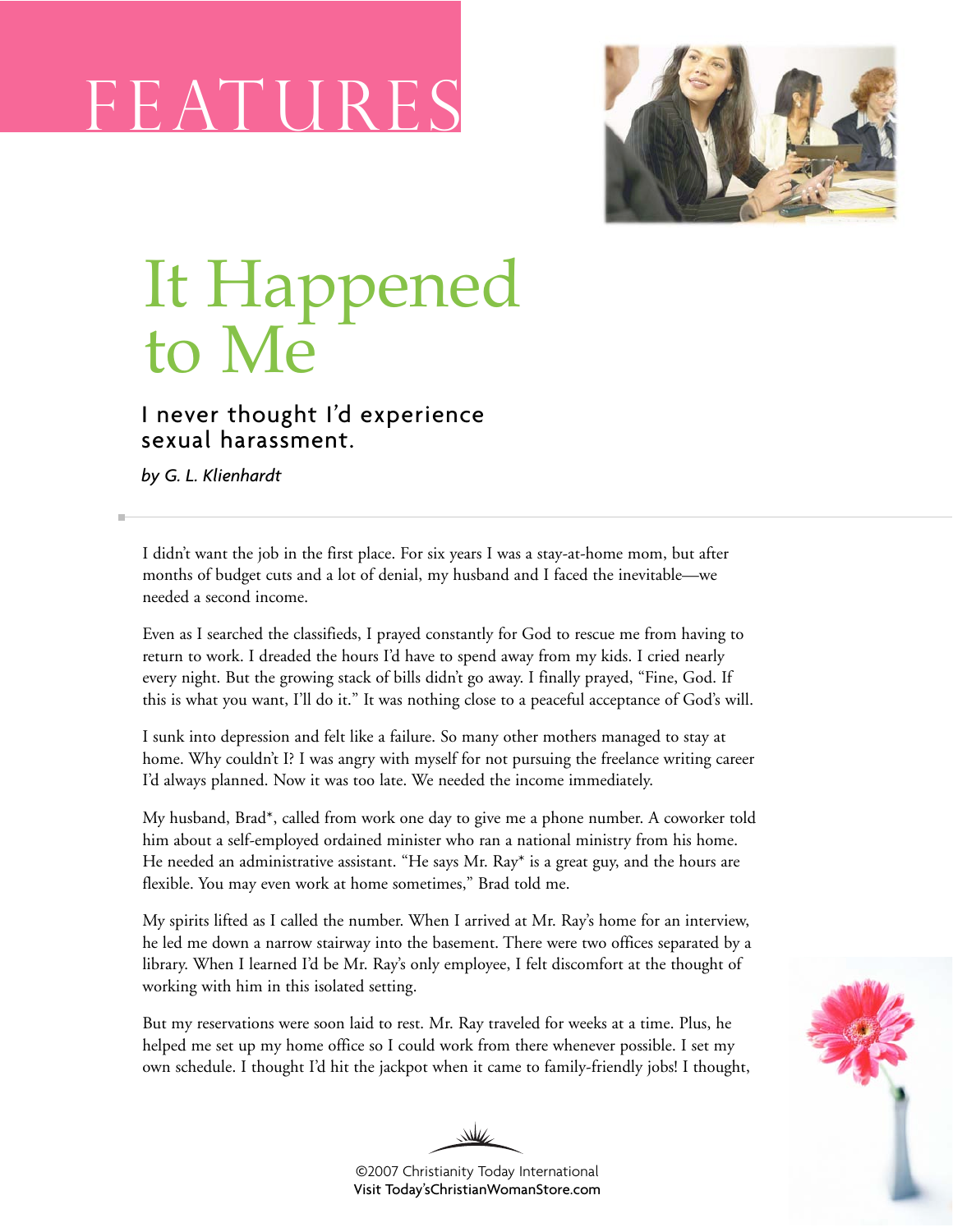FEATURES

# It Happened to Me

## I never thought I'd experience sexual harassment.

*by G. L. Klienhardt*

I didn't want the job in the first place. For six years I was a stay-at-home mom, but after months of budget cuts and a lot of denial, my husband and I faced the inevitable—we needed a second income.

Even as I searched the classifieds, I prayed constantly for God to rescue me from having to return to work. I dreaded the hours I'd have to spend away from my kids. I cried nearly every night. But the growing stack of bills didn't go away. I finally prayed, "Fine, God. If this is what you want, I'll do it." It was nothing close to a peaceful acceptance of God's will.

I sunk into depression and felt like a failure. So many other mothers managed to stay at home. Why couldn't I? I was angry with myself for not pursuing the freelance writing career I'd always planned. Now it was too late. We needed the income immediately.

My husband, Brad*, called from work one day to give me a phone number. A coworker told him about a self-employed ordained minister who ran a national ministry from his home. He needed an administrative assistant. "He says Mr. Ray* is a great guy, and the hours are flexible. You may even work at home sometimes," Brad told me.

My spirits lifted as I called the number. When I arrived at Mr. Ray's home for an interview, he led me down a narrow stairway into the basement. There were two offices separated by a library. When I learned I'd be Mr. Ray's only employee, I felt discomfort at the thought of working with him in this isolated setting.

But my reservations were soon laid to rest. Mr. Ray traveled for weeks at a time. Plus, he helped me set up my home office so I could work from there whenever possible. I set my own schedule. I thought I'd hit the jackpot when it came to family-friendly jobs! I thought,

©2007 Christianity Today International
Visit Today'sChristianWomanStore.com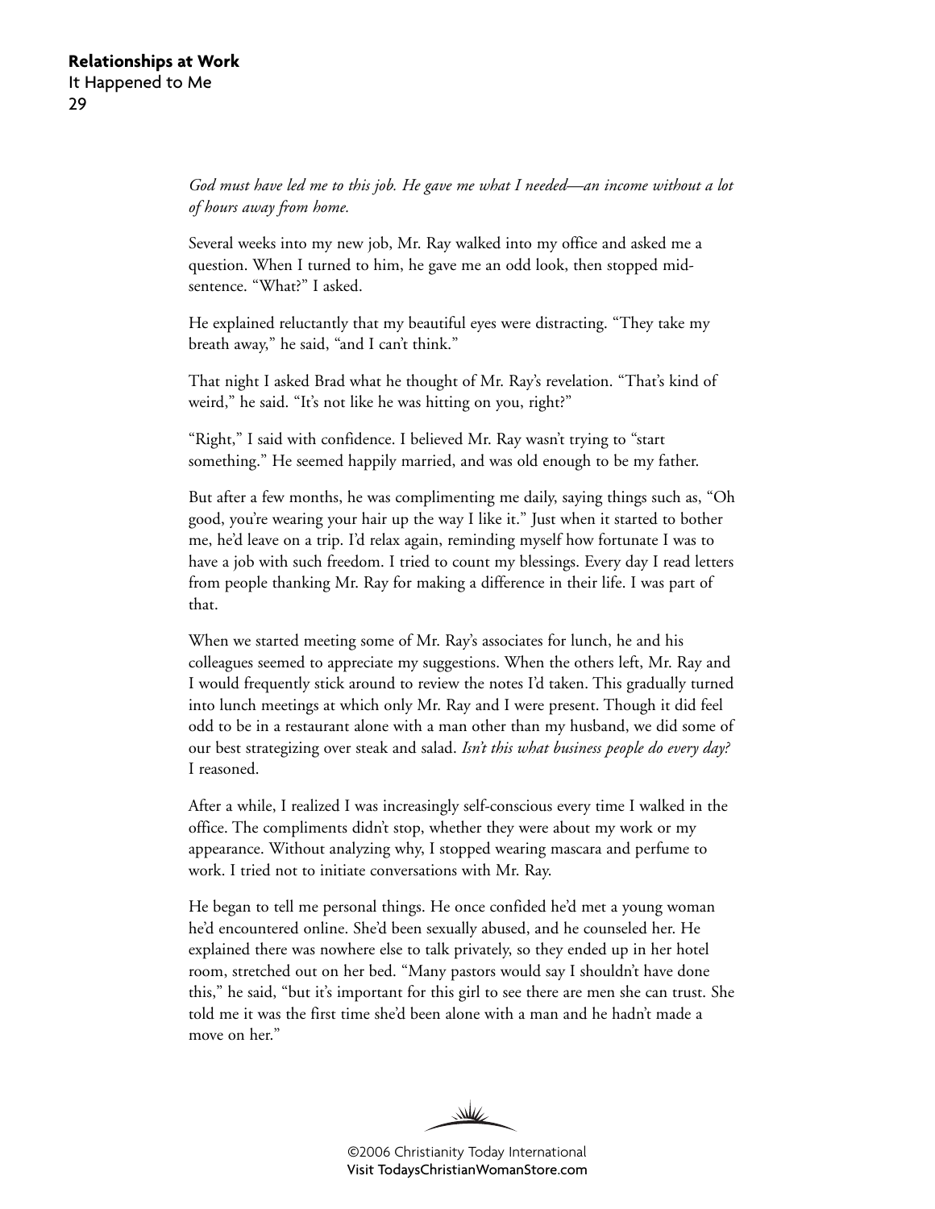*God must have led me to this job. He gave me what I needed—an income without a lot of hours away from home.*

Several weeks into my new job, Mr. Ray walked into my office and asked me a question. When I turned to him, he gave me an odd look, then stopped mid-sentence. "What?" I asked.

He explained reluctantly that my beautiful eyes were distracting. "They take my breath away," he said, "and I can't think."

That night I asked Brad what he thought of Mr. Ray's revelation. "That's kind of weird," he said. "It's not like he was hitting on you, right?"

"Right," I said with confidence. I believed Mr. Ray wasn't trying to "start something." He seemed happily married, and was old enough to be my father.

But after a few months, he was complimenting me daily, saying things such as, "Oh good, you're wearing your hair up the way I like it." Just when it started to bother me, he'd leave on a trip. I'd relax again, reminding myself how fortunate I was to have a job with such freedom. I tried to count my blessings. Every day I read letters from people thanking Mr. Ray for making a difference in their life. I was part of that.

When we started meeting some of Mr. Ray's associates for lunch, he and his colleagues seemed to appreciate my suggestions. When the others left, Mr. Ray and I would frequently stick around to review the notes I'd taken. This gradually turned into lunch meetings at which only Mr. Ray and I were present. Though it did feel odd to be in a restaurant alone with a man other than my husband, we did some of our best strategizing over steak and salad. *Isn't this what business people do every day?* I reasoned.

After a while, I realized I was increasingly self-conscious every time I walked in the office. The compliments didn't stop, whether they were about my work or my appearance. Without analyzing why, I stopped wearing mascara and perfume to work. I tried not to initiate conversations with Mr. Ray.

He began to tell me personal things. He once confided he'd met a young woman he'd encountered online. She'd been sexually abused, and he counseled her. He explained there was nowhere else to talk privately, so they ended up in her hotel room, stretched out on her bed. "Many pastors would say I shouldn't have done this," he said, "but it's important for this girl to see there are men she can trust. She told me it was the first time she'd been alone with a man and he hadn't made a move on her."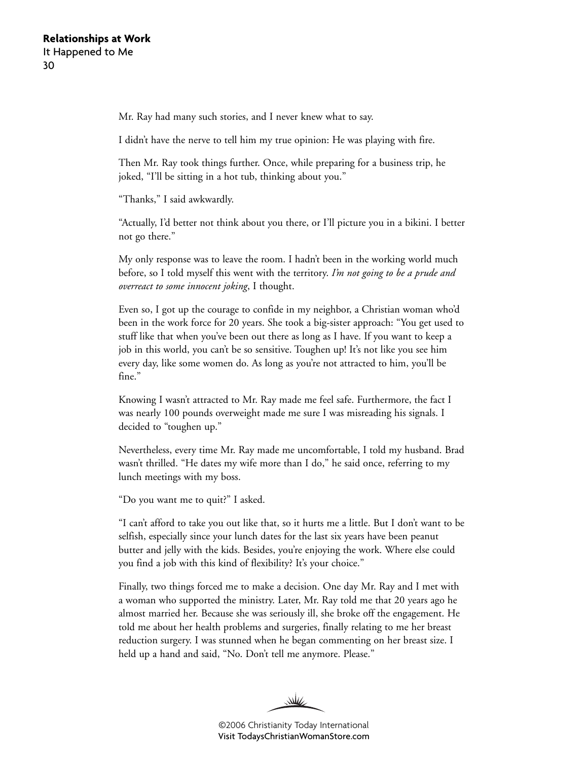Mr. Ray had many such stories, and I never knew what to say.

I didn't have the nerve to tell him my true opinion: He was playing with fire.

Then Mr. Ray took things further. Once, while preparing for a business trip, he joked, "I'll be sitting in a hot tub, thinking about you."

"Thanks," I said awkwardly.

"Actually, I'd better not think about you there, or I'll picture you in a bikini. I better not go there."

My only response was to leave the room. I hadn't been in the working world much before, so I told myself this went with the territory. *I'm not going to be a prude and overreact to some innocent joking*, I thought.

Even so, I got up the courage to confide in my neighbor, a Christian woman who'd been in the work force for 20 years. She took a big-sister approach: "You get used to stuff like that when you've been out there as long as I have. If you want to keep a job in this world, you can't be so sensitive. Toughen up! It's not like you see him every day, like some women do. As long as you're not attracted to him, you'll be fine."

Knowing I wasn't attracted to Mr. Ray made me feel safe. Furthermore, the fact I was nearly 100 pounds overweight made me sure I was misreading his signals. I decided to "toughen up."

Nevertheless, every time Mr. Ray made me uncomfortable, I told my husband. Brad wasn't thrilled. "He dates my wife more than I do," he said once, referring to my lunch meetings with my boss.

"Do you want me to quit?" I asked.

"I can't afford to take you out like that, so it hurts me a little. But I don't want to be selfish, especially since your lunch dates for the last six years have been peanut butter and jelly with the kids. Besides, you're enjoying the work. Where else could you find a job with this kind of flexibility? It's your choice."

Finally, two things forced me to make a decision. One day Mr. Ray and I met with a woman who supported the ministry. Later, Mr. Ray told me that 20 years ago he almost married her. Because she was seriously ill, she broke off the engagement. He told me about her health problems and surgeries, finally relating to me her breast reduction surgery. I was stunned when he began commenting on her breast size. I held up a hand and said, "No. Don't tell me anymore. Please."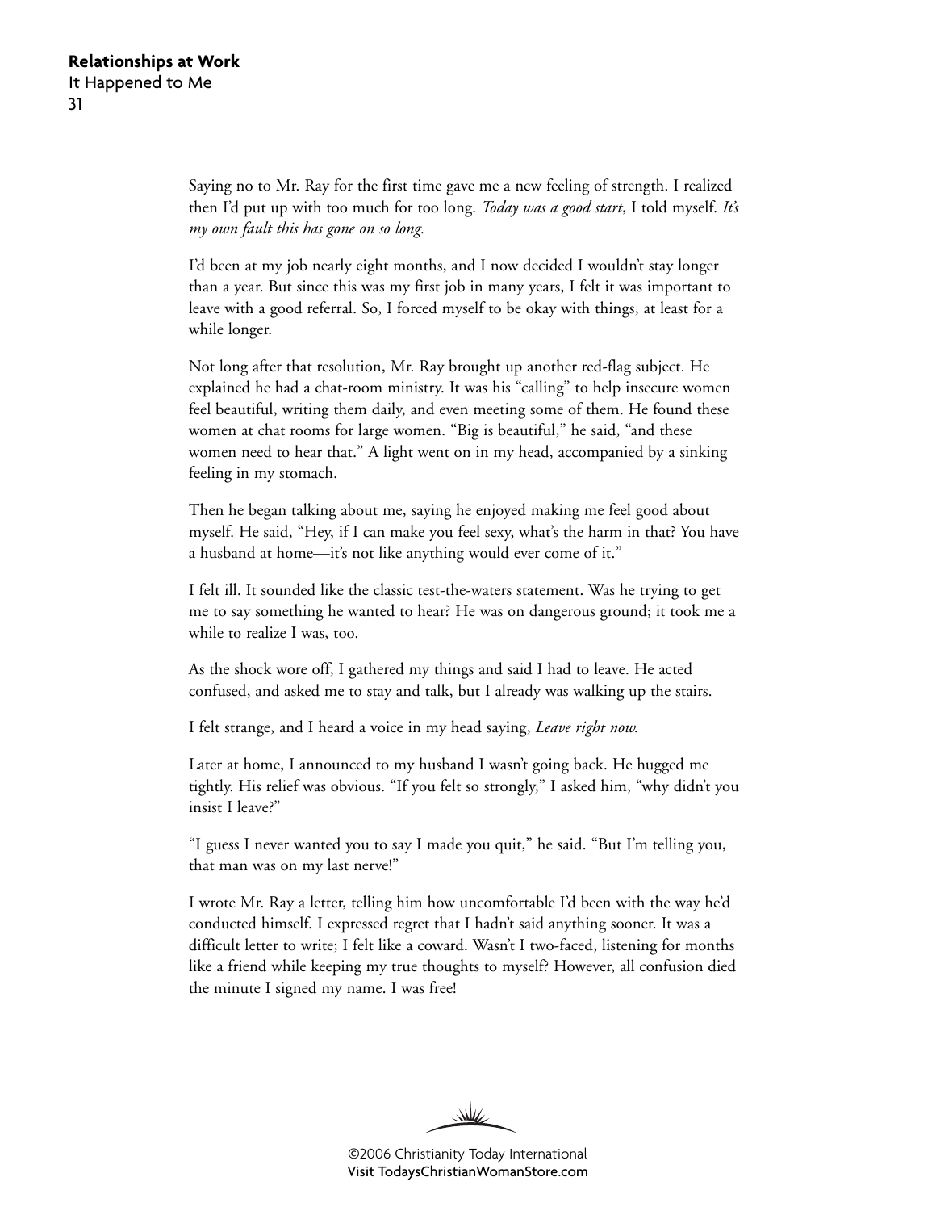Saying no to Mr. Ray for the first time gave me a new feeling of strength. I realized then I'd put up with too much for too long. *Today was a good start*, I told myself. *It's my own fault this has gone on so long.*

I'd been at my job nearly eight months, and I now decided I wouldn't stay longer than a year. But since this was my first job in many years, I felt it was important to leave with a good referral. So, I forced myself to be okay with things, at least for a while longer.

Not long after that resolution, Mr. Ray brought up another red-flag subject. He explained he had a chat-room ministry. It was his "calling" to help insecure women feel beautiful, writing them daily, and even meeting some of them. He found these women at chat rooms for large women. "Big is beautiful," he said, "and these women need to hear that." A light went on in my head, accompanied by a sinking feeling in my stomach.

Then he began talking about me, saying he enjoyed making me feel good about myself. He said, "Hey, if I can make you feel sexy, what's the harm in that? You have a husband at home—it's not like anything would ever come of it."

I felt ill. It sounded like the classic test-the-waters statement. Was he trying to get me to say something he wanted to hear? He was on dangerous ground; it took me a while to realize I was, too.

As the shock wore off, I gathered my things and said I had to leave. He acted confused, and asked me to stay and talk, but I already was walking up the stairs.

I felt strange, and I heard a voice in my head saying, *Leave right now.*

Later at home, I announced to my husband I wasn't going back. He hugged me tightly. His relief was obvious. "If you felt so strongly," I asked him, "why didn't you insist I leave?"

"I guess I never wanted you to say I made you quit," he said. "But I'm telling you, that man was on my last nerve!"

I wrote Mr. Ray a letter, telling him how uncomfortable I'd been with the way he'd conducted himself. I expressed regret that I hadn't said anything sooner. It was a difficult letter to write; I felt like a coward. Wasn't I two-faced, listening for months like a friend while keeping my true thoughts to myself? However, all confusion died the minute I signed my name. I was free!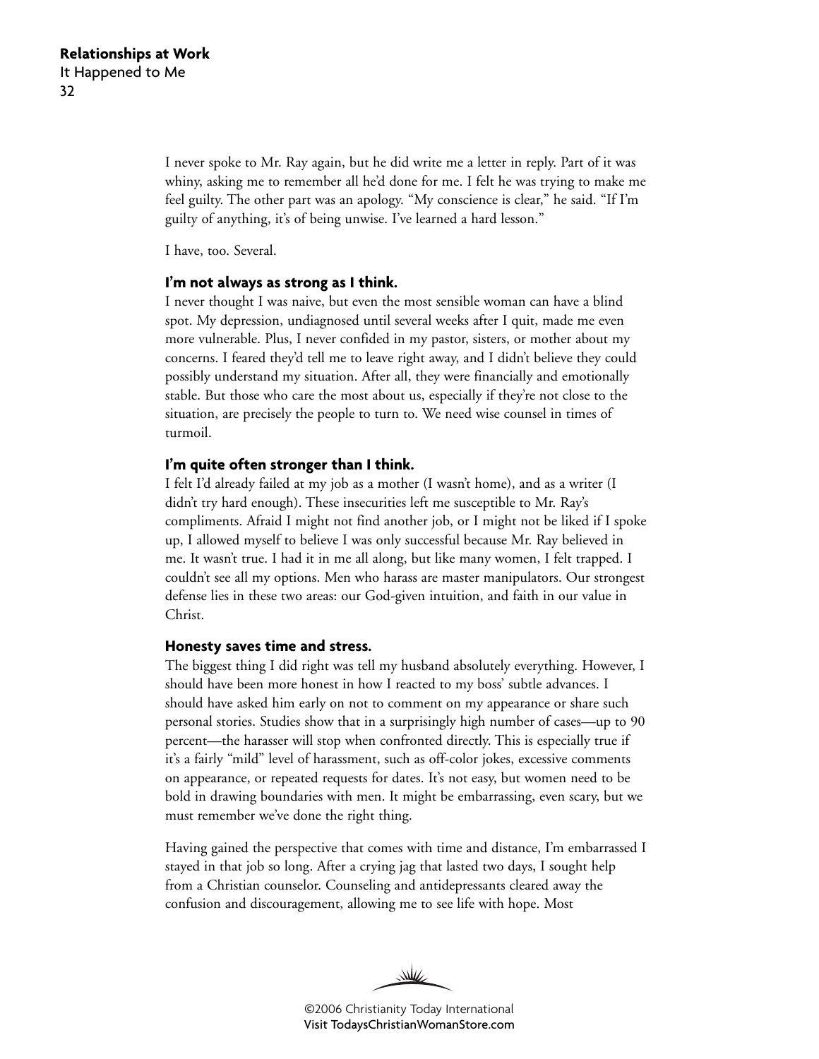I never spoke to Mr. Ray again, but he did write me a letter in reply. Part of it was whiny, asking me to remember all he'd done for me. I felt he was trying to make me feel guilty. The other part was an apology. "My conscience is clear," he said. "If I'm guilty of anything, it's of being unwise. I've learned a hard lesson."

I have, too. Several.

### I'm not always as strong as I think.

I never thought I was naive, but even the most sensible woman can have a blind spot. My depression, undiagnosed until several weeks after I quit, made me even more vulnerable. Plus, I never confided in my pastor, sisters, or mother about my concerns. I feared they'd tell me to leave right away, and I didn't believe they could possibly understand my situation. After all, they were financially and emotionally stable. But those who care the most about us, especially if they're not close to the situation, are precisely the people to turn to. We need wise counsel in times of turmoil.

### I'm quite often stronger than I think.

I felt I'd already failed at my job as a mother (I wasn't home), and as a writer (I didn't try hard enough). These insecurities left me susceptible to Mr. Ray's compliments. Afraid I might not find another job, or I might not be liked if I spoke up, I allowed myself to believe I was only successful because Mr. Ray believed in me. It wasn't true. I had it in me all along, but like many women, I felt trapped. I couldn't see all my options. Men who harass are master manipulators. Our strongest defense lies in these two areas: our God-given intuition, and faith in our value in Christ.

### Honesty saves time and stress.

The biggest thing I did right was tell my husband absolutely everything. However, I should have been more honest in how I reacted to my boss' subtle advances. I should have asked him early on not to comment on my appearance or share such personal stories. Studies show that in a surprisingly high number of cases—up to 90 percent—the harasser will stop when confronted directly. This is especially true if it's a fairly "mild" level of harassment, such as off-color jokes, excessive comments on appearance, or repeated requests for dates. It's not easy, but women need to be bold in drawing boundaries with men. It might be embarrassing, even scary, but we must remember we've done the right thing.

Having gained the perspective that comes with time and distance, I'm embarrassed I stayed in that job so long. After a crying jag that lasted two days, I sought help from a Christian counselor. Counseling and antidepressants cleared away the confusion and discouragement, allowing me to see life with hope. Most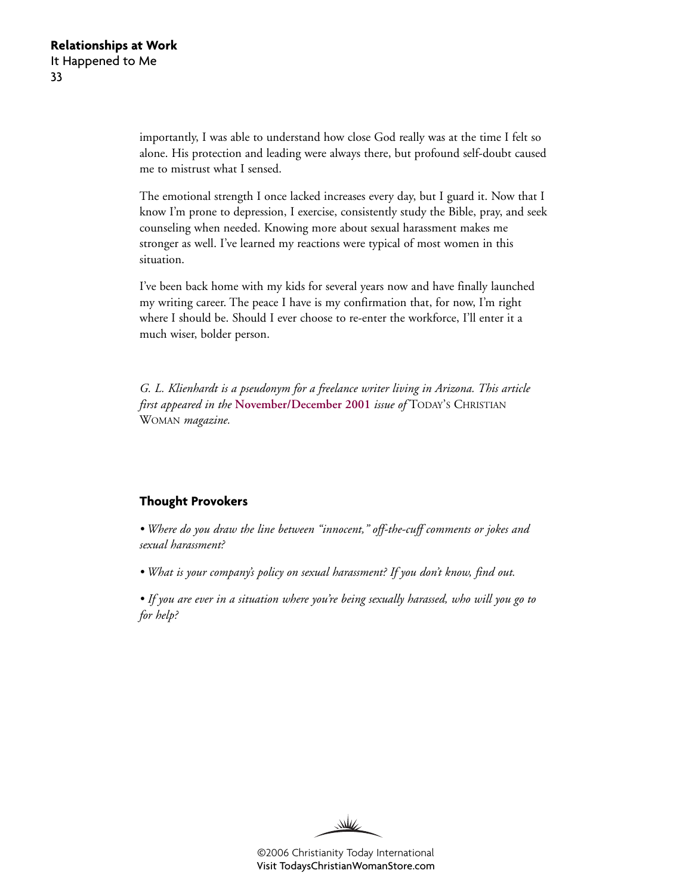importantly, I was able to understand how close God really was at the time I felt so alone. His protection and leading were always there, but profound self-doubt caused me to mistrust what I sensed.

The emotional strength I once lacked increases every day, but I guard it. Now that I know I'm prone to depression, I exercise, consistently study the Bible, pray, and seek counseling when needed. Knowing more about sexual harassment makes me stronger as well. I've learned my reactions were typical of most women in this situation.

I've been back home with my kids for several years now and have finally launched my writing career. The peace I have is my confirmation that, for now, I'm right where I should be. Should I ever choose to re-enter the workforce, I'll enter it a much wiser, bolder person.

*G. L. Klienhardt is a pseudonym for a freelance writer living in Arizona. This article first appeared in the* **November/December 2001** *issue of* TODAY'S CHRISTIAN WOMAN *magazine.*

### Thought Provokers

- *Where do you draw the line between "innocent," off-the-cuff comments or jokes and sexual harassment?*
- *What is your company's policy on sexual harassment? If you don't know, find out.*
- *If you are ever in a situation where you're being sexually harassed, who will you go to for help?*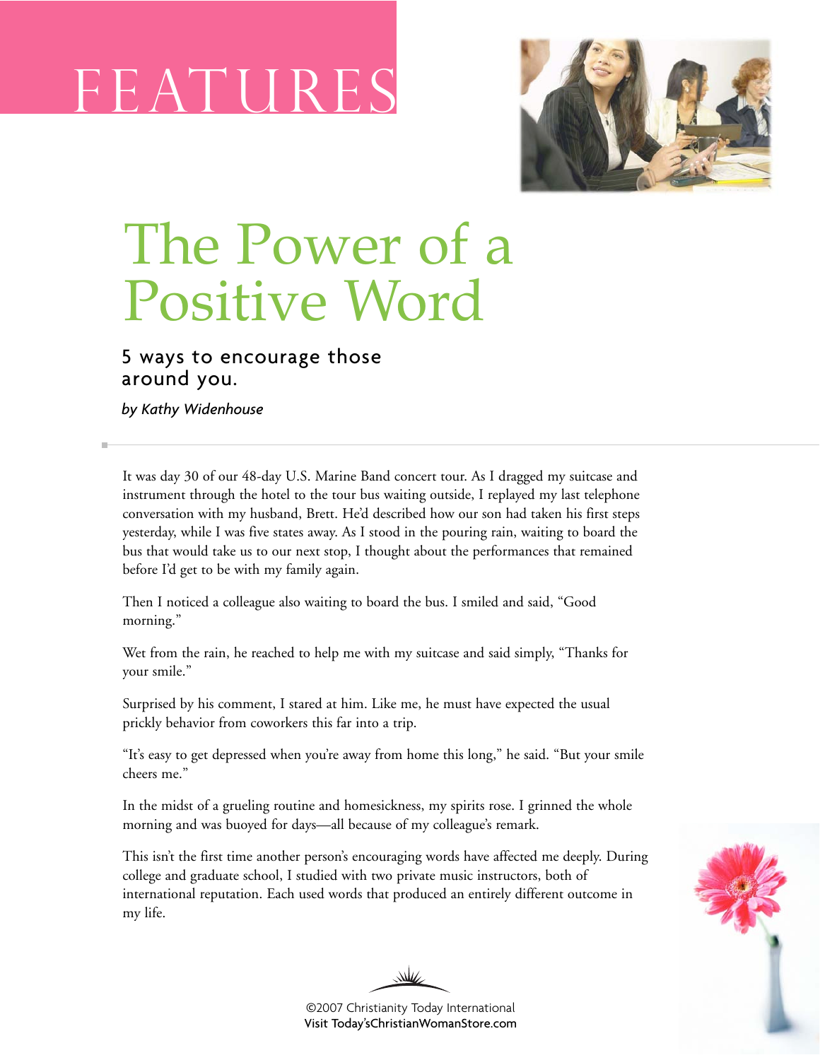FEATURES

# The Power of a Positive Word

## 5 ways to encourage those around you.

*by Kathy Widenhouse*

It was day 30 of our 48-day U.S. Marine Band concert tour. As I dragged my suitcase and instrument through the hotel to the tour bus waiting outside, I replayed my last telephone conversation with my husband, Brett. He'd described how our son had taken his first steps yesterday, while I was five states away. As I stood in the pouring rain, waiting to board the bus that would take us to our next stop, I thought about the performances that remained before I'd get to be with my family again.

Then I noticed a colleague also waiting to board the bus. I smiled and said, "Good morning."

Wet from the rain, he reached to help me with my suitcase and said simply, "Thanks for your smile."

Surprised by his comment, I stared at him. Like me, he must have expected the usual prickly behavior from coworkers this far into a trip.

"It's easy to get depressed when you're away from home this long," he said. "But your smile cheers me."

In the midst of a grueling routine and homesickness, my spirits rose. I grinned the whole morning and was buoyed for days—all because of my colleague's remark.

This isn't the first time another person's encouraging words have affected me deeply. During college and graduate school, I studied with two private music instructors, both of international reputation. Each used words that produced an entirely different outcome in my life.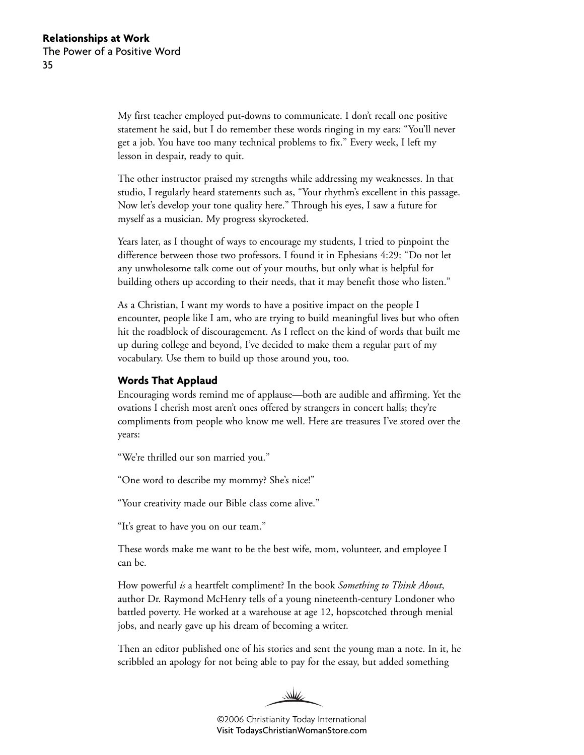My first teacher employed put-downs to communicate. I don't recall one positive statement he said, but I do remember these words ringing in my ears: "You'll never get a job. You have too many technical problems to fix." Every week, I left my lesson in despair, ready to quit.

The other instructor praised my strengths while addressing my weaknesses. In that studio, I regularly heard statements such as, "Your rhythm's excellent in this passage. Now let's develop your tone quality here." Through his eyes, I saw a future for myself as a musician. My progress skyrocketed.

Years later, as I thought of ways to encourage my students, I tried to pinpoint the difference between those two professors. I found it in Ephesians 4:29: "Do not let any unwholesome talk come out of your mouths, but only what is helpful for building others up according to their needs, that it may benefit those who listen."

As a Christian, I want my words to have a positive impact on the people I encounter, people like I am, who are trying to build meaningful lives but who often hit the roadblock of discouragement. As I reflect on the kind of words that built me up during college and beyond, I've decided to make them a regular part of my vocabulary. Use them to build up those around you, too.

### Words That Applaud

Encouraging words remind me of applause—both are audible and affirming. Yet the ovations I cherish most aren't ones offered by strangers in concert halls; they're compliments from people who know me well. Here are treasures I've stored over the years:

"We're thrilled our son married you."

"One word to describe my mommy? She's nice!"

"Your creativity made our Bible class come alive."

"It's great to have you on our team."

These words make me want to be the best wife, mom, volunteer, and employee I can be.

How powerful *is* a heartfelt compliment? In the book *Something to Think About*, author Dr. Raymond McHenry tells of a young nineteenth-century Londoner who battled poverty. He worked at a warehouse at age 12, hopscotched through menial jobs, and nearly gave up his dream of becoming a writer.

Then an editor published one of his stories and sent the young man a note. In it, he scribbled an apology for not being able to pay for the essay, but added something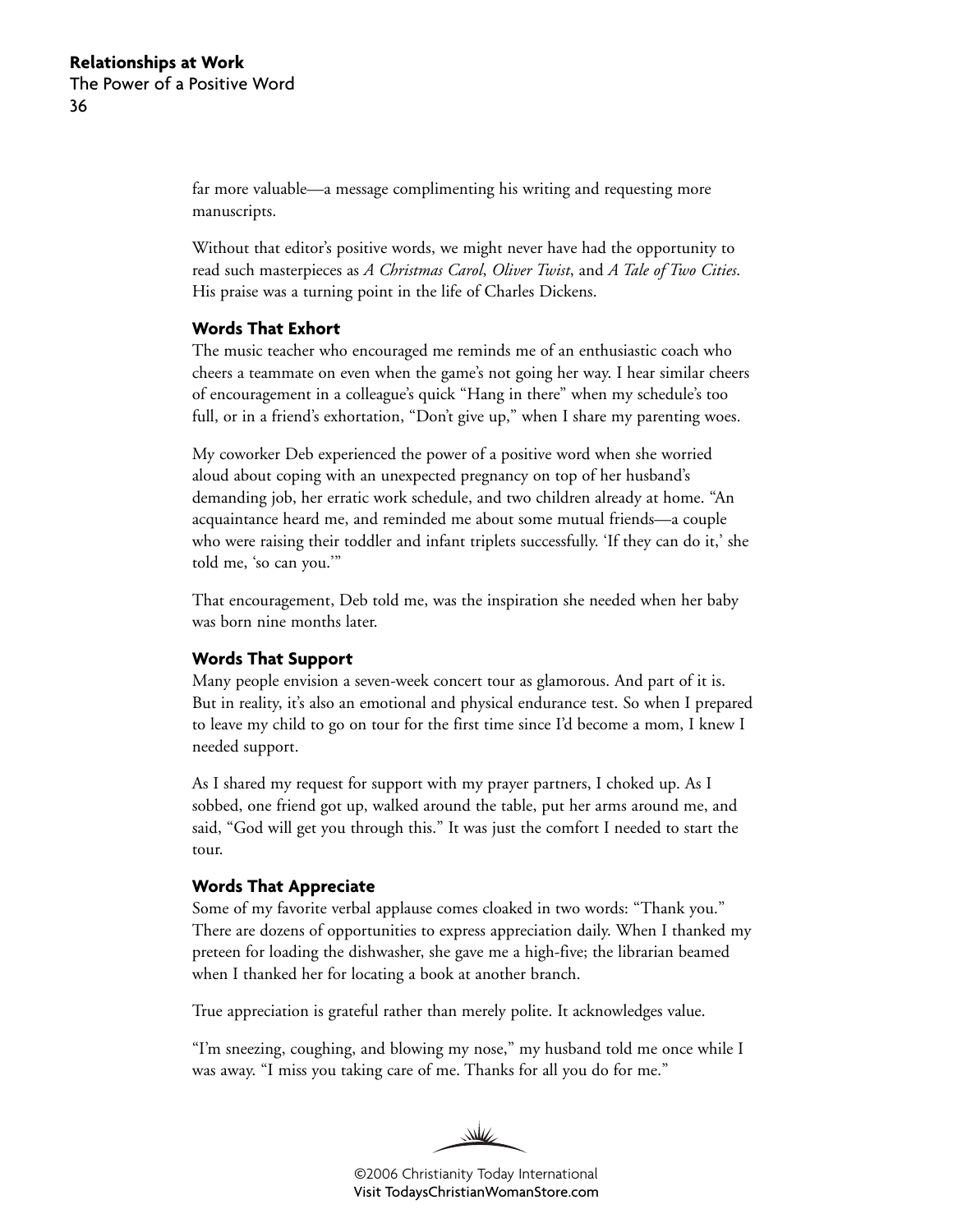far more valuable—a message complimenting his writing and requesting more manuscripts.

Without that editor's positive words, we might never have had the opportunity to read such masterpieces as *A Christmas Carol*, *Oliver Twist*, and *A Tale of Two Cities*. His praise was a turning point in the life of Charles Dickens.

### Words That Exhort

The music teacher who encouraged me reminds me of an enthusiastic coach who cheers a teammate on even when the game's not going her way. I hear similar cheers of encouragement in a colleague's quick "Hang in there" when my schedule's too full, or in a friend's exhortation, "Don't give up," when I share my parenting woes.

My coworker Deb experienced the power of a positive word when she worried aloud about coping with an unexpected pregnancy on top of her husband's demanding job, her erratic work schedule, and two children already at home. "An acquaintance heard me, and reminded me about some mutual friends—a couple who were raising their toddler and infant triplets successfully. 'If they can do it,' she told me, 'so can you.'"

That encouragement, Deb told me, was the inspiration she needed when her baby was born nine months later.

### Words That Support

Many people envision a seven-week concert tour as glamorous. And part of it is. But in reality, it's also an emotional and physical endurance test. So when I prepared to leave my child to go on tour for the first time since I'd become a mom, I knew I needed support.

As I shared my request for support with my prayer partners, I choked up. As I sobbed, one friend got up, walked around the table, put her arms around me, and said, "God will get you through this." It was just the comfort I needed to start the tour.

### Words That Appreciate

Some of my favorite verbal applause comes cloaked in two words: "Thank you." There are dozens of opportunities to express appreciation daily. When I thanked my preteen for loading the dishwasher, she gave me a high-five; the librarian beamed when I thanked her for locating a book at another branch.

True appreciation is grateful rather than merely polite. It acknowledges value.

"I'm sneezing, coughing, and blowing my nose," my husband told me once while I was away. "I miss you taking care of me. Thanks for all you do for me."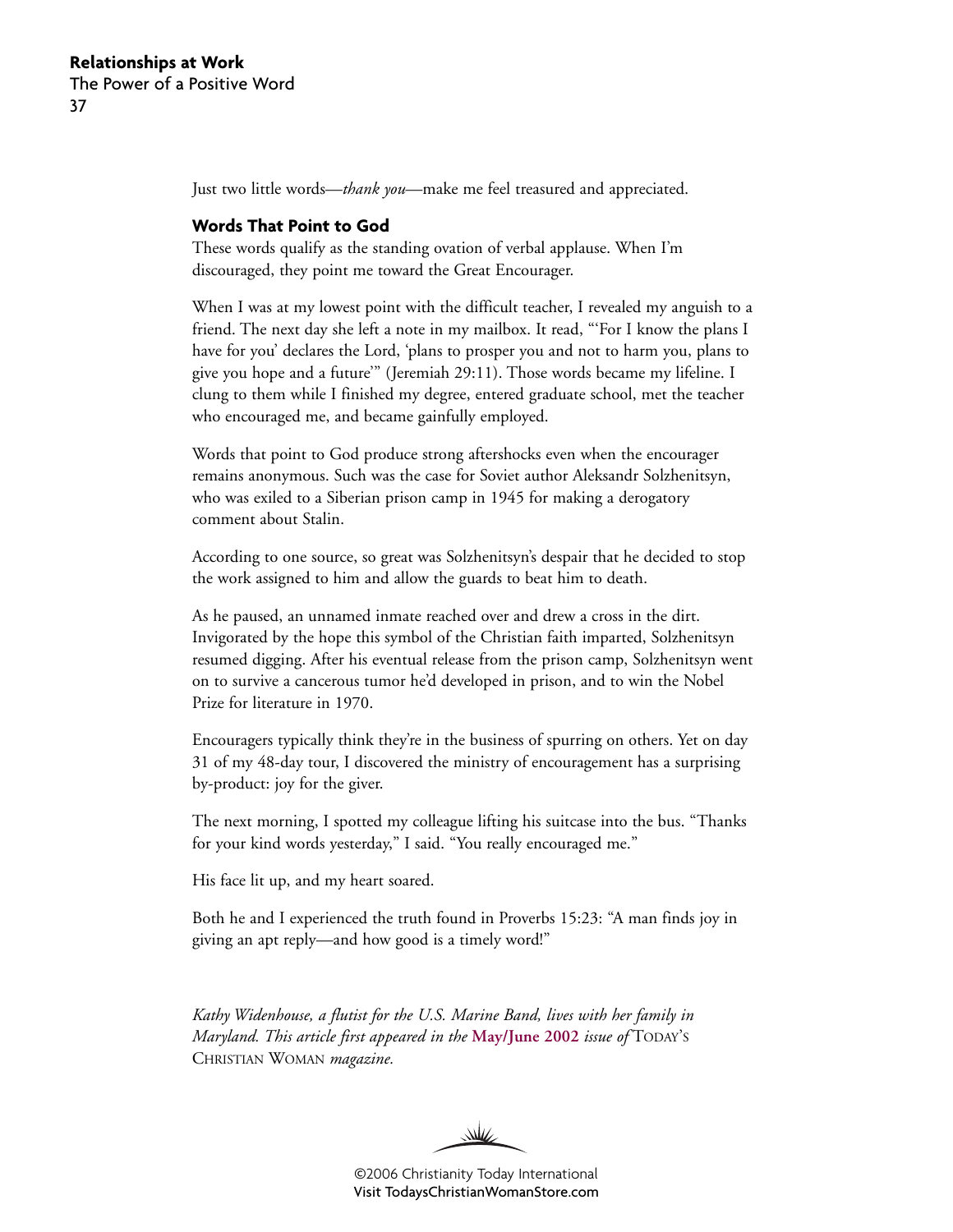Just two little words—*thank you*—make me feel treasured and appreciated.

### Words That Point to God

These words qualify as the standing ovation of verbal applause. When I'm discouraged, they point me toward the Great Encourager.

When I was at my lowest point with the difficult teacher, I revealed my anguish to a friend. The next day she left a note in my mailbox. It read, "'For I know the plans I have for you' declares the Lord, 'plans to prosper you and not to harm you, plans to give you hope and a future'" (Jeremiah 29:11). Those words became my lifeline. I clung to them while I finished my degree, entered graduate school, met the teacher who encouraged me, and became gainfully employed.

Words that point to God produce strong aftershocks even when the encourager remains anonymous. Such was the case for Soviet author Aleksandr Solzhenitsyn, who was exiled to a Siberian prison camp in 1945 for making a derogatory comment about Stalin.

According to one source, so great was Solzhenitsyn's despair that he decided to stop the work assigned to him and allow the guards to beat him to death.

As he paused, an unnamed inmate reached over and drew a cross in the dirt. Invigorated by the hope this symbol of the Christian faith imparted, Solzhenitsyn resumed digging. After his eventual release from the prison camp, Solzhenitsyn went on to survive a cancerous tumor he'd developed in prison, and to win the Nobel Prize for literature in 1970.

Encouragers typically think they're in the business of spurring on others. Yet on day 31 of my 48-day tour, I discovered the ministry of encouragement has a surprising by-product: joy for the giver.

The next morning, I spotted my colleague lifting his suitcase into the bus. "Thanks for your kind words yesterday," I said. "You really encouraged me."

His face lit up, and my heart soared.

Both he and I experienced the truth found in Proverbs 15:23: "A man finds joy in giving an apt reply—and how good is a timely word!"

*Kathy Widenhouse, a flutist for the U.S. Marine Band, lives with her family in Maryland. This article first appeared in the* **May/June 2002** *issue of* TODAY'S CHRISTIAN WOMAN *magazine.*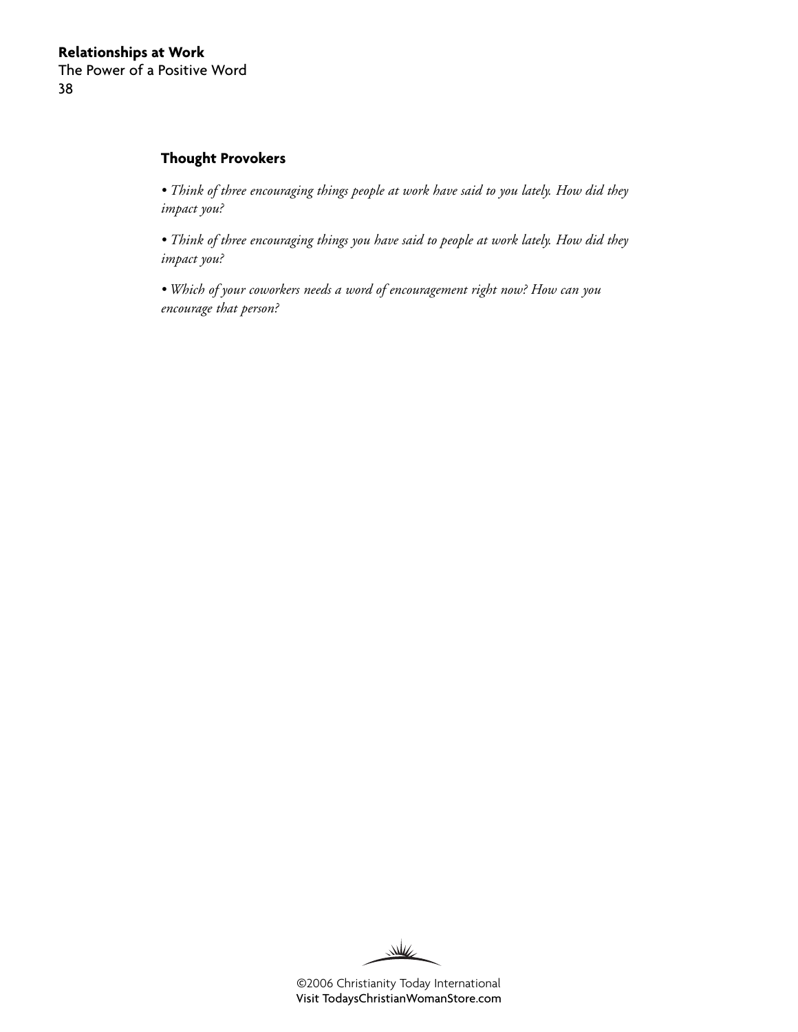### Thought Provokers

- *Think of three encouraging things people at work have said to you lately. How did they impact you?*

- *Think of three encouraging things you have said to people at work lately. How did they impact you?*

- *Which of your coworkers needs a word of encouragement right now? How can you encourage that person?*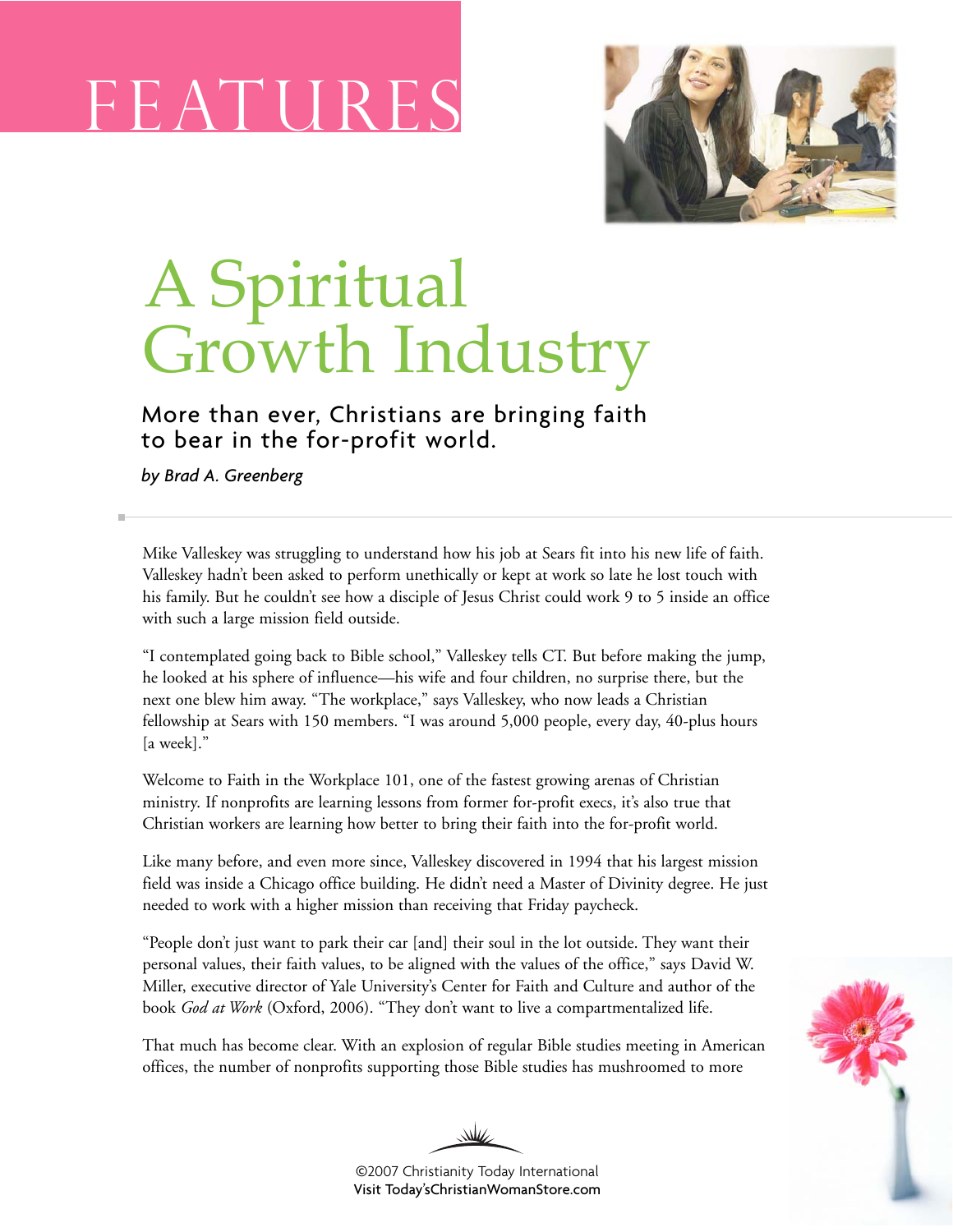# FEATURES

# A Spiritual Growth Industry

## More than ever, Christians are bringing faith to bear in the for-profit world.

*by Brad A. Greenberg*

Mike Valleskey was struggling to understand how his job at Sears fit into his new life of faith. Valleskey hadn't been asked to perform unethically or kept at work so late he lost touch with his family. But he couldn't see how a disciple of Jesus Christ could work 9 to 5 inside an office with such a large mission field outside.

"I contemplated going back to Bible school," Valleskey tells CT. But before making the jump, he looked at his sphere of influence—his wife and four children, no surprise there, but the next one blew him away. "The workplace," says Valleskey, who now leads a Christian fellowship at Sears with 150 members. "I was around 5,000 people, every day, 40-plus hours [a week]."

Welcome to Faith in the Workplace 101, one of the fastest growing arenas of Christian ministry. If nonprofits are learning lessons from former for-profit execs, it's also true that Christian workers are learning how better to bring their faith into the for-profit world.

Like many before, and even more since, Valleskey discovered in 1994 that his largest mission field was inside a Chicago office building. He didn't need a Master of Divinity degree. He just needed to work with a higher mission than receiving that Friday paycheck.

"People don't just want to park their car [and] their soul in the lot outside. They want their personal values, their faith values, to be aligned with the values of the office," says David W. Miller, executive director of Yale University's Center for Faith and Culture and author of the book *God at Work* (Oxford, 2006). "They don't want to live a compartmentalized life.

That much has become clear. With an explosion of regular Bible studies meeting in American offices, the number of nonprofits supporting those Bible studies has mushroomed to more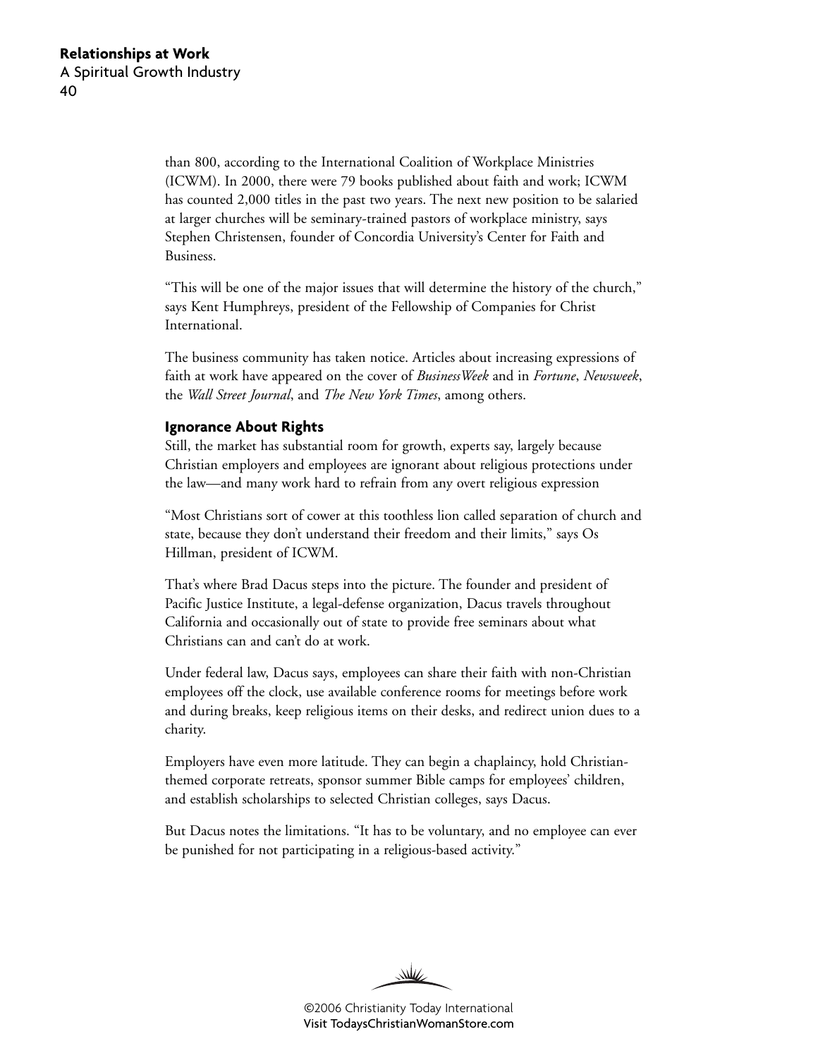than 800, according to the International Coalition of Workplace Ministries (ICWM). In 2000, there were 79 books published about faith and work; ICWM has counted 2,000 titles in the past two years. The next new position to be salaried at larger churches will be seminary-trained pastors of workplace ministry, says Stephen Christensen, founder of Concordia University's Center for Faith and Business.

"This will be one of the major issues that will determine the history of the church," says Kent Humphreys, president of the Fellowship of Companies for Christ International.

The business community has taken notice. Articles about increasing expressions of faith at work have appeared on the cover of *BusinessWeek* and in *Fortune*, *Newsweek*, the *Wall Street Journal*, and *The New York Times*, among others.

### Ignorance About Rights

Still, the market has substantial room for growth, experts say, largely because Christian employers and employees are ignorant about religious protections under the law—and many work hard to refrain from any overt religious expression

"Most Christians sort of cower at this toothless lion called separation of church and state, because they don't understand their freedom and their limits," says Os Hillman, president of ICWM.

That's where Brad Dacus steps into the picture. The founder and president of Pacific Justice Institute, a legal-defense organization, Dacus travels throughout California and occasionally out of state to provide free seminars about what Christians can and can't do at work.

Under federal law, Dacus says, employees can share their faith with non-Christian employees off the clock, use available conference rooms for meetings before work and during breaks, keep religious items on their desks, and redirect union dues to a charity.

Employers have even more latitude. They can begin a chaplaincy, hold Christian-themed corporate retreats, sponsor summer Bible camps for employees' children, and establish scholarships to selected Christian colleges, says Dacus.

But Dacus notes the limitations. "It has to be voluntary, and no employee can ever be punished for not participating in a religious-based activity."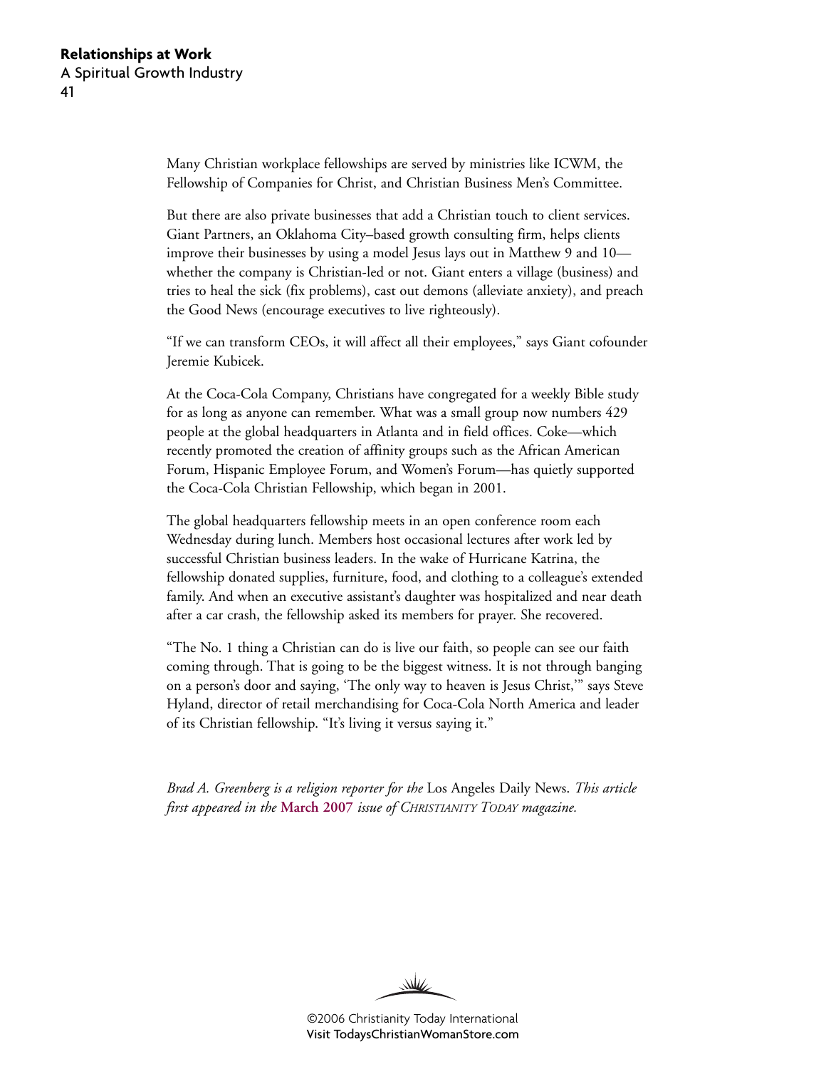Many Christian workplace fellowships are served by ministries like ICWM, the Fellowship of Companies for Christ, and Christian Business Men's Committee.

But there are also private businesses that add a Christian touch to client services. Giant Partners, an Oklahoma City–based growth consulting firm, helps clients improve their businesses by using a model Jesus lays out in Matthew 9 and 10—whether the company is Christian-led or not. Giant enters a village (business) and tries to heal the sick (fix problems), cast out demons (alleviate anxiety), and preach the Good News (encourage executives to live righteously).

"If we can transform CEOs, it will affect all their employees," says Giant cofounder Jeremie Kubicek.

At the Coca-Cola Company, Christians have congregated for a weekly Bible study for as long as anyone can remember. What was a small group now numbers 429 people at the global headquarters in Atlanta and in field offices. Coke—which recently promoted the creation of affinity groups such as the African American Forum, Hispanic Employee Forum, and Women's Forum—has quietly supported the Coca-Cola Christian Fellowship, which began in 2001.

The global headquarters fellowship meets in an open conference room each Wednesday during lunch. Members host occasional lectures after work led by successful Christian business leaders. In the wake of Hurricane Katrina, the fellowship donated supplies, furniture, food, and clothing to a colleague's extended family. And when an executive assistant's daughter was hospitalized and near death after a car crash, the fellowship asked its members for prayer. She recovered.

"The No. 1 thing a Christian can do is live our faith, so people can see our faith coming through. That is going to be the biggest witness. It is not through banging on a person's door and saying, 'The only way to heaven is Jesus Christ,'" says Steve Hyland, director of retail merchandising for Coca-Cola North America and leader of its Christian fellowship. "It's living it versus saying it."

*Brad A. Greenberg is a religion reporter for the* Los Angeles Daily News. *This article first appeared in the* **March 2007** *issue of* CHRISTIANITY TODAY *magazine.*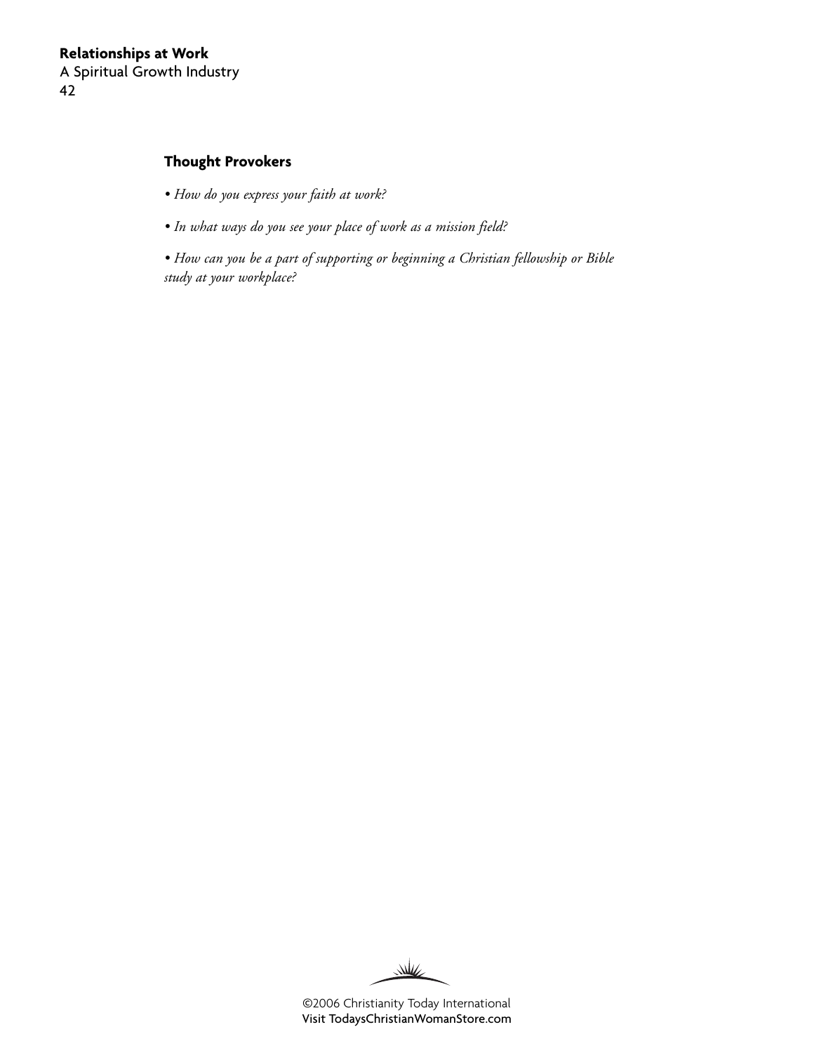### Thought Provokers

- *How do you express your faith at work?*

- *In what ways do you see your place of work as a mission field?*

- *How can you be a part of supporting or beginning a Christian fellowship or Bible study at your workplace?*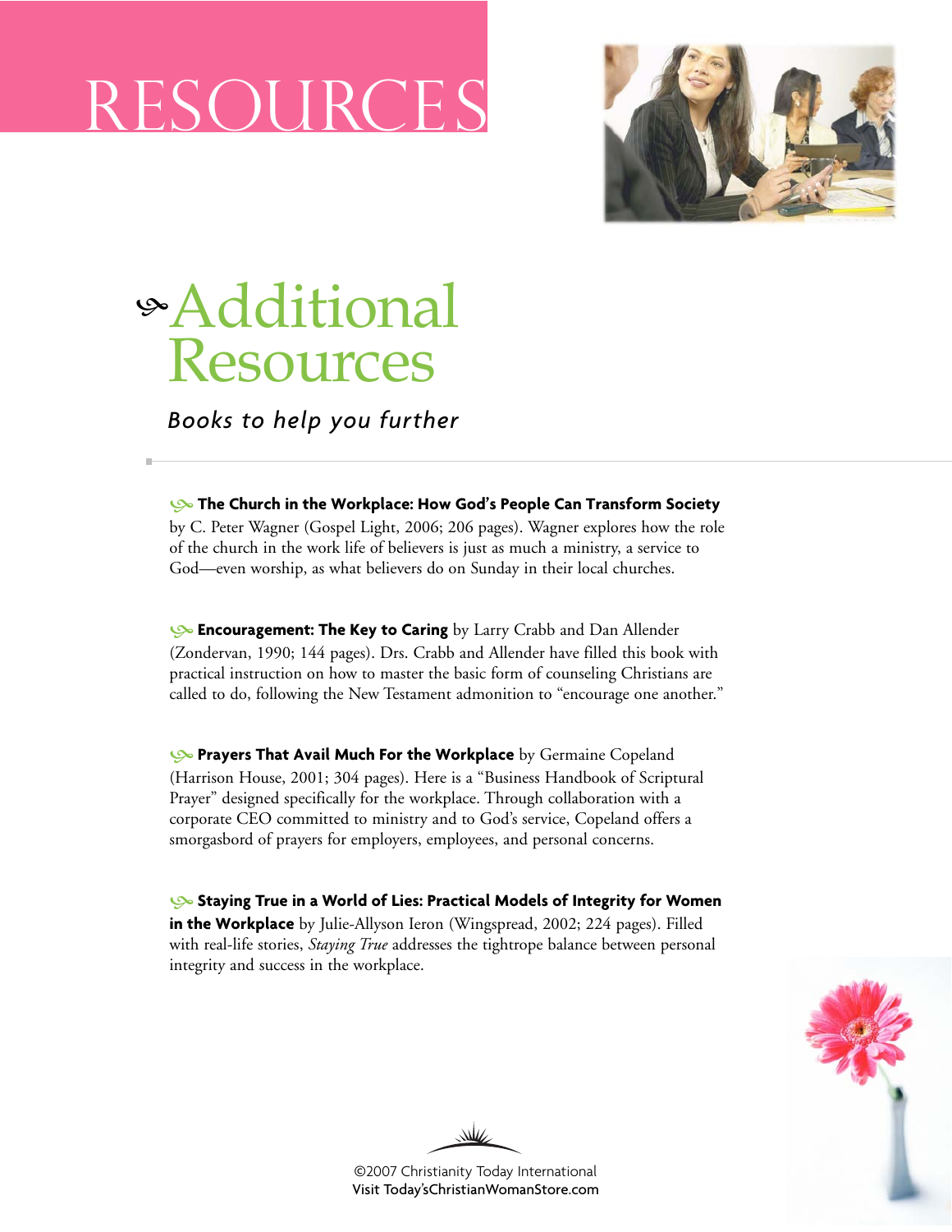# RESOURCES

## Additional Resources

*Books to help you further*

**The Church in the Workplace: How God's People Can Transform Society** by C. Peter Wagner (Gospel Light, 2006; 206 pages). Wagner explores how the role of the church in the work life of believers is just as much a ministry, a service to God—even worship, as what believers do on Sunday in their local churches.

**Encouragement: The Key to Caring** by Larry Crabb and Dan Allender (Zondervan, 1990; 144 pages). Drs. Crabb and Allender have filled this book with practical instruction on how to master the basic form of counseling Christians are called to do, following the New Testament admonition to "encourage one another."

**Prayers That Avail Much For the Workplace** by Germaine Copeland (Harrison House, 2001; 304 pages). Here is a "Business Handbook of Scriptural Prayer" designed specifically for the workplace. Through collaboration with a corporate CEO committed to ministry and to God's service, Copeland offers a smorgasbord of prayers for employers, employees, and personal concerns.

**Staying True in a World of Lies: Practical Models of Integrity for Women in the Workplace** by Julie-Allyson Ieron (Wingspread, 2002; 224 pages). Filled with real-life stories, *Staying True* addresses the tightrope balance between personal integrity and success in the workplace.

©2007 Christianity Today International
Visit Today'sChristianWomanStore.com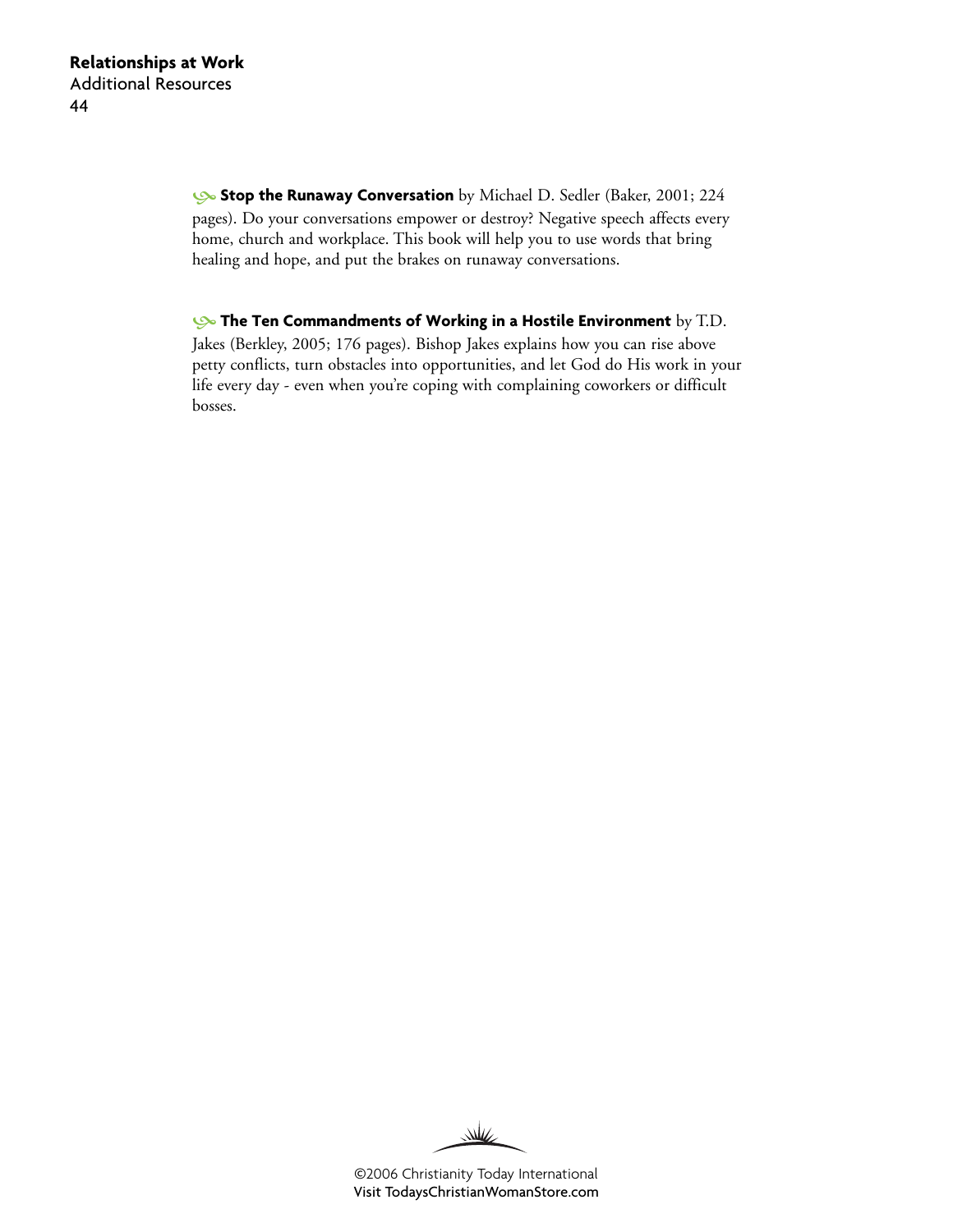**Stop the Runaway Conversation** by Michael D. Sedler (Baker, 2001; 224 pages). Do your conversations empower or destroy? Negative speech affects every home, church and workplace. This book will help you to use words that bring healing and hope, and put the brakes on runaway conversations.

**The Ten Commandments of Working in a Hostile Environment** by T.D. Jakes (Berkley, 2005; 176 pages). Bishop Jakes explains how you can rise above petty conflicts, turn obstacles into opportunities, and let God do His work in your life every day - even when you're coping with complaining coworkers or difficult bosses.